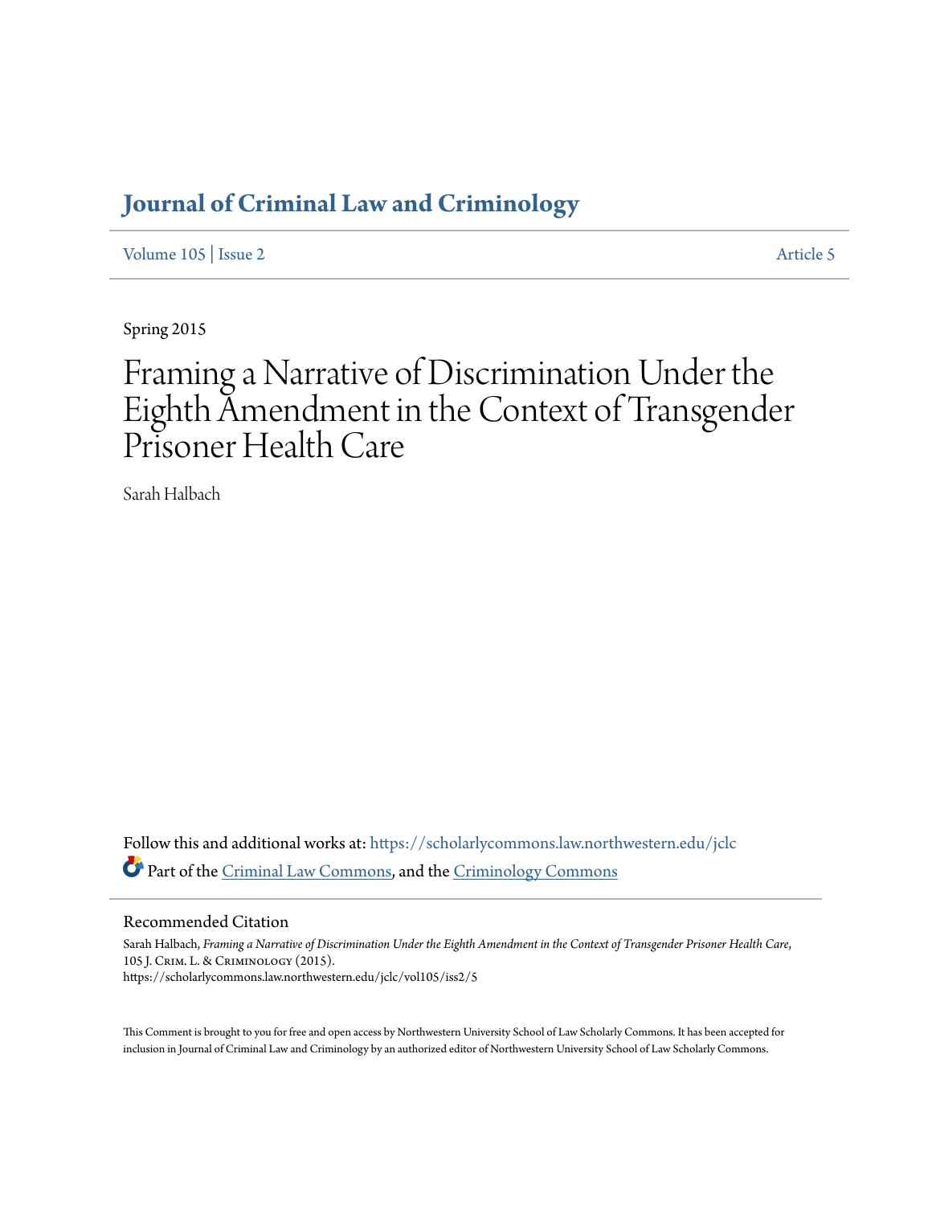# Journal of Criminal Law and Criminology

Volume 105 | Issue 2 Article 5

Spring 2015

# Framing a Narrative of Discrimination Under the Eighth Amendment in the Context of Transgender Prisoner Health Care

Sarah Halbach

Follow this and additional works at: https://scholarlycommons.law.northwestern.edu/jclc

Part of the Criminal Law Commons, and the Criminology Commons

## Recommended Citation

Sarah Halbach, *Framing a Narrative of Discrimination Under the Eighth Amendment in the Context of Transgender Prisoner Health Care*, 105 J. Crim. L. & Criminology (2015).
https://scholarlycommons.law.northwestern.edu/jclc/vol105/iss2/5

This Comment is brought to you for free and open access by Northwestern University School of Law Scholarly Commons. It has been accepted for inclusion in Journal of Criminal Law and Criminology by an authorized editor of Northwestern University School of Law Scholarly Commons.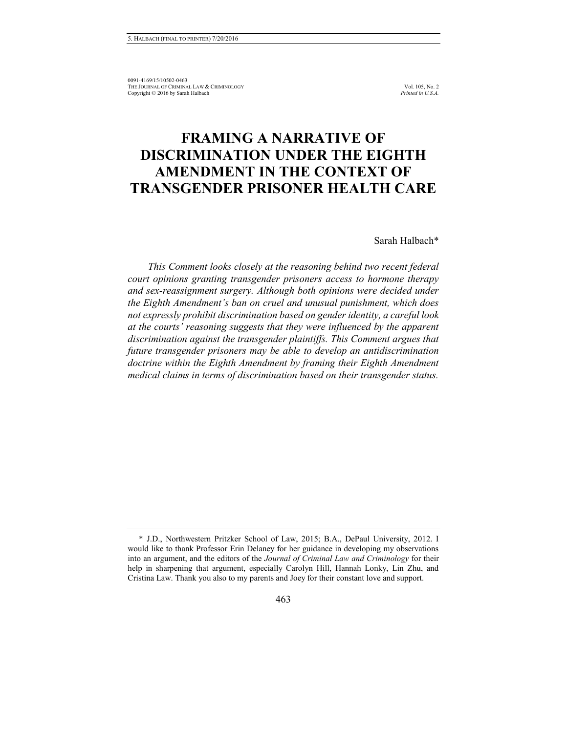# FRAMING A NARRATIVE OF DISCRIMINATION UNDER THE EIGHTH AMENDMENT IN THE CONTEXT OF TRANSGENDER PRISONER HEALTH CARE

Sarah Halbach*

*This Comment looks closely at the reasoning behind two recent federal court opinions granting transgender prisoners access to hormone therapy and sex-reassignment surgery. Although both opinions were decided under the Eighth Amendment's ban on cruel and unusual punishment, which does not expressly prohibit discrimination based on gender identity, a careful look at the courts' reasoning suggests that they were influenced by the apparent discrimination against the transgender plaintiffs. This Comment argues that future transgender prisoners may be able to develop an antidiscrimination doctrine within the Eighth Amendment by framing their Eighth Amendment medical claims in terms of discrimination based on their transgender status.*

---

\* J.D., Northwestern Pritzker School of Law, 2015; B.A., DePaul University, 2012. I would like to thank Professor Erin Delaney for her guidance in developing my observations into an argument, and the editors of the *Journal of Criminal Law and Criminology* for their help in sharpening that argument, especially Carolyn Hill, Hannah Lonky, Lin Zhu, and Cristina Law. Thank you also to my parents and Joey for their constant love and support.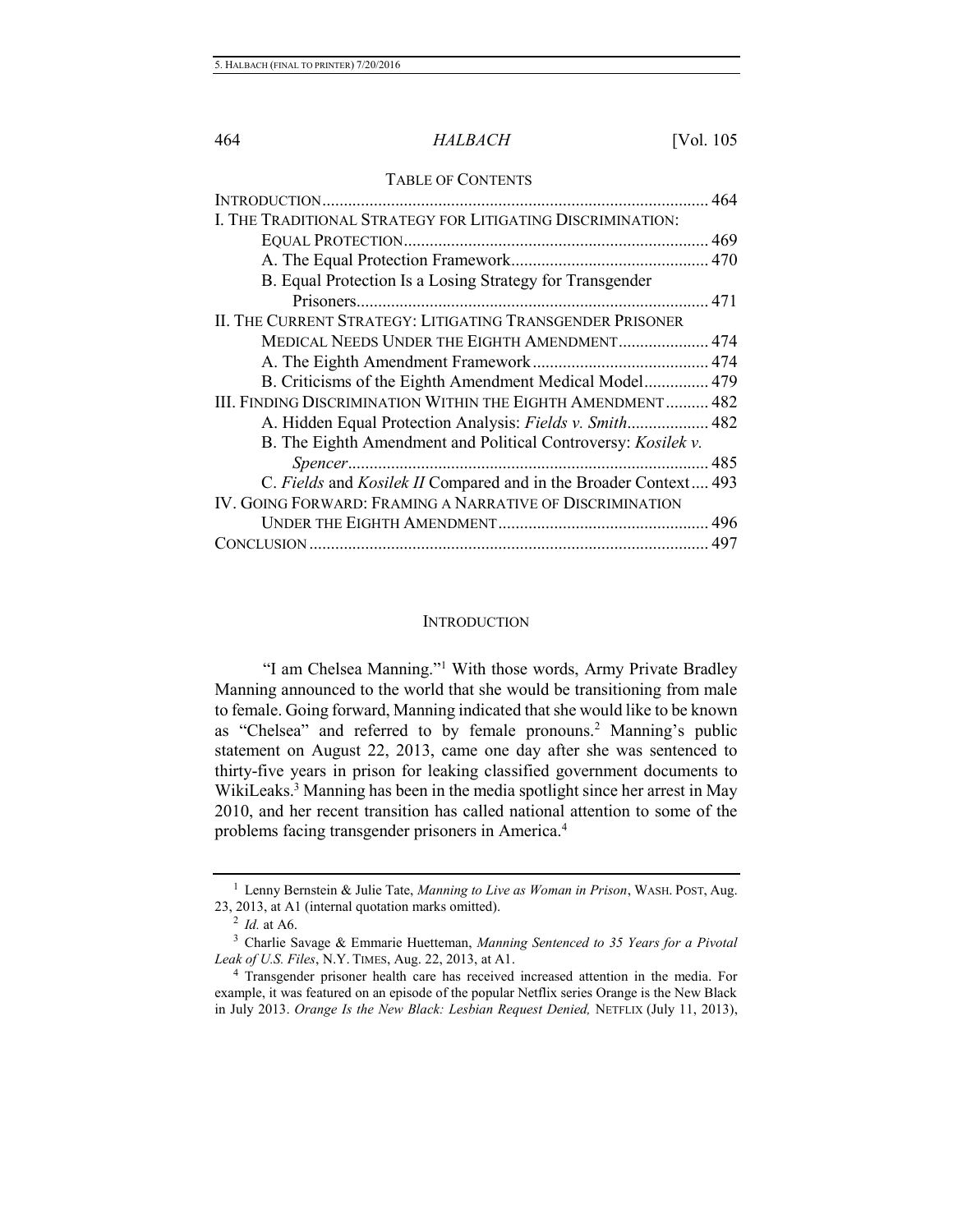## TABLE OF CONTENTS

INTRODUCTION .......................................................................................... 464

I. THE TRADITIONAL STRATEGY FOR LITIGATING DISCRIMINATION: EQUAL PROTECTION ....................................................................... 469

  A. The Equal Protection Framework .............................................. 470

  B. Equal Protection Is a Losing Strategy for Transgender Prisoners ................................................................................. 471

II. THE CURRENT STRATEGY: LITIGATING TRANSGENDER PRISONER MEDICAL NEEDS UNDER THE EIGHTH AMENDMENT ..................... 474

  A. The Eighth Amendment Framework ......................................... 474

  B. Criticisms of the Eighth Amendment Medical Model ............... 479

III. FINDING DISCRIMINATION WITHIN THE EIGHTH AMENDMENT .......... 482

  A. Hidden Equal Protection Analysis: *Fields v. Smith* ................... 482

  B. The Eighth Amendment and Political Controversy: *Kosilek v. Spencer* .................................................................................... 485

  C. *Fields* and *Kosilek II* Compared and in the Broader Context .... 493

IV. GOING FORWARD: FRAMING A NARRATIVE OF DISCRIMINATION UNDER THE EIGHTH AMENDMENT ................................................. 496

CONCLUSION ............................................................................................. 497

## INTRODUCTION

"I am Chelsea Manning."[1] With those words, Army Private Bradley Manning announced to the world that she would be transitioning from male to female. Going forward, Manning indicated that she would like to be known as "Chelsea" and referred to by female pronouns.[2] Manning's public statement on August 22, 2013, came one day after she was sentenced to thirty-five years in prison for leaking classified government documents to WikiLeaks.[3] Manning has been in the media spotlight since her arrest in May 2010, and her recent transition has called national attention to some of the problems facing transgender prisoners in America.[4]

---

[1] Lenny Bernstein & Julie Tate, *Manning to Live as Woman in Prison*, WASH. POST, Aug. 23, 2013, at A1 (internal quotation marks omitted).

[2] *Id.* at A6.

[3] Charlie Savage & Emmarie Huetteman, *Manning Sentenced to 35 Years for a Pivotal Leak of U.S. Files*, N.Y. TIMES, Aug. 22, 2013, at A1.

[4] Transgender prisoner health care has received increased attention in the media. For example, it was featured on an episode of the popular Netflix series Orange is the New Black in July 2013. *Orange Is the New Black: Lesbian Request Denied,* NETFLIX (July 11, 2013),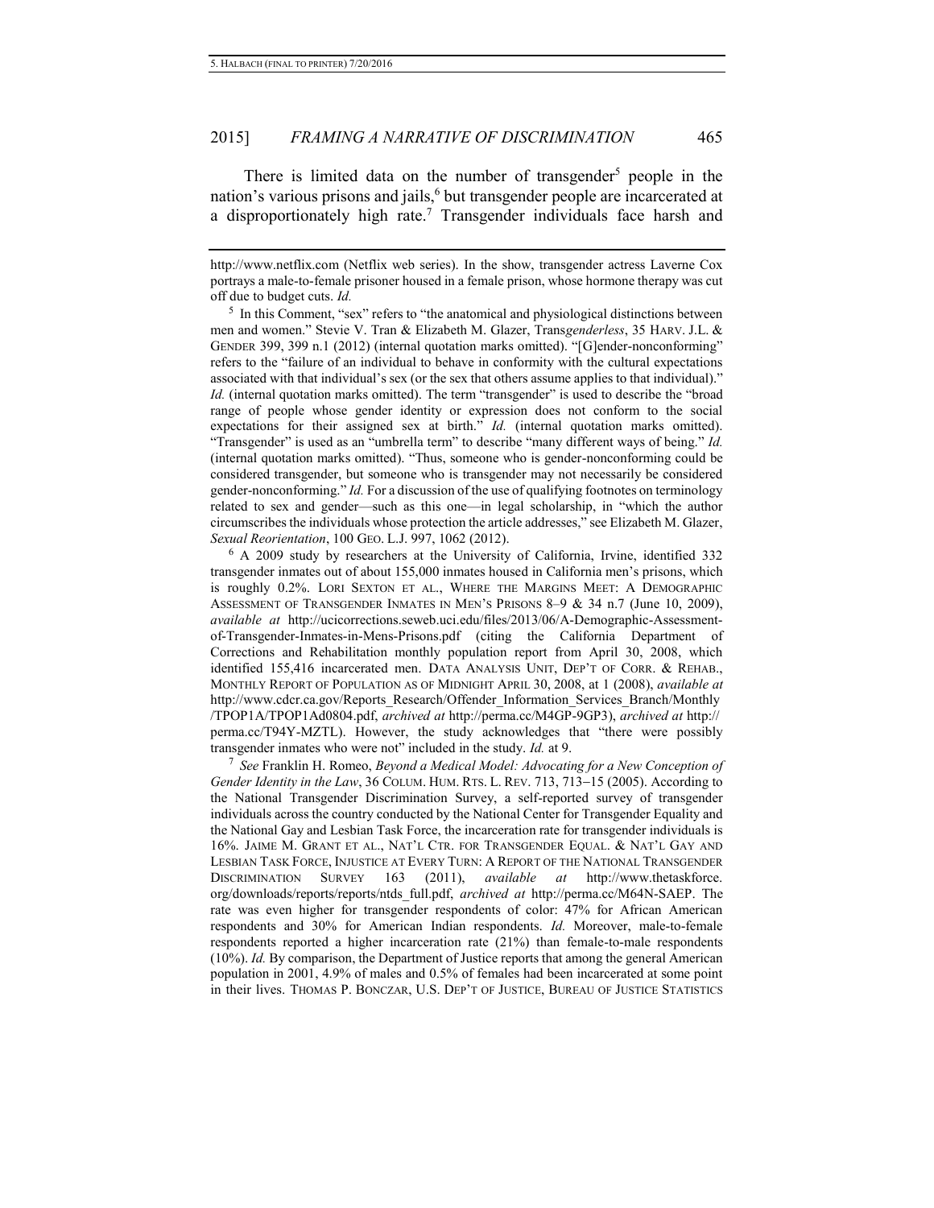There is limited data on the number of transgender[5] people in the nation's various prisons and jails,[6] but transgender people are incarcerated at a disproportionately high rate.[7] Transgender individuals face harsh and

---

http://www.netflix.com (Netflix web series). In the show, transgender actress Laverne Cox portrays a male-to-female prisoner housed in a female prison, whose hormone therapy was cut off due to budget cuts. *Id.*

[5] In this Comment, "sex" refers to "the anatomical and physiological distinctions between men and women." Stevie V. Tran & Elizabeth M. Glazer, Trans*genderless*, 35 HARV. J.L. & GENDER 399, 399 n.1 (2012) (internal quotation marks omitted). "[G]ender-nonconforming" refers to the "failure of an individual to behave in conformity with the cultural expectations associated with that individual's sex (or the sex that others assume applies to that individual)." *Id.* (internal quotation marks omitted). The term "transgender" is used to describe the "broad range of people whose gender identity or expression does not conform to the social expectations for their assigned sex at birth." *Id.* (internal quotation marks omitted). "Transgender" is used as an "umbrella term" to describe "many different ways of being." *Id.* (internal quotation marks omitted). "Thus, someone who is gender-nonconforming could be considered transgender, but someone who is transgender may not necessarily be considered gender-nonconforming." *Id.* For a discussion of the use of qualifying footnotes on terminology related to sex and gender—such as this one—in legal scholarship, in "which the author circumscribes the individuals whose protection the article addresses," see Elizabeth M. Glazer, *Sexual Reorientation*, 100 GEO. L.J. 997, 1062 (2012).

[6] A 2009 study by researchers at the University of California, Irvine, identified 332 transgender inmates out of about 155,000 inmates housed in California men's prisons, which is roughly 0.2%. LORI SEXTON ET AL., WHERE THE MARGINS MEET: A DEMOGRAPHIC ASSESSMENT OF TRANSGENDER INMATES IN MEN'S PRISONS 8–9 & 34 n.7 (June 10, 2009), *available at* http://ucicorrections.seweb.uci.edu/files/2013/06/A-Demographic-Assessment-of-Transgender-Inmates-in-Mens-Prisons.pdf (citing the California Department of Corrections and Rehabilitation monthly population report from April 30, 2008, which identified 155,416 incarcerated men. DATA ANALYSIS UNIT, DEP'T OF CORR. & REHAB., MONTHLY REPORT OF POPULATION AS OF MIDNIGHT APRIL 30, 2008, at 1 (2008), *available at* http://www.cdcr.ca.gov/Reports_Research/Offender_Information_Services_Branch/Monthly/TPOP1A/TPOP1Ad0804.pdf, *archived at* http://perma.cc/M4GP-9GP3), *archived at* http://perma.cc/T94Y-MZTL). However, the study acknowledges that "there were possibly transgender inmates who were not" included in the study. *Id.* at 9.

[7] *See* Franklin H. Romeo, *Beyond a Medical Model: Advocating for a New Conception of Gender Identity in the Law*, 36 COLUM. HUM. RTS. L. REV. 713, 713–15 (2005). According to the National Transgender Discrimination Survey, a self-reported survey of transgender individuals across the country conducted by the National Center for Transgender Equality and the National Gay and Lesbian Task Force, the incarceration rate for transgender individuals is 16%. JAIME M. GRANT ET AL., NAT'L CTR. FOR TRANSGENDER EQUAL. & NAT'L GAY AND LESBIAN TASK FORCE, INJUSTICE AT EVERY TURN: A REPORT OF THE NATIONAL TRANSGENDER DISCRIMINATION SURVEY 163 (2011), *available at* http://www.thetaskforce.org/downloads/reports/reports/ntds_full.pdf, *archived at* http://perma.cc/M64N-SAEP. The rate was even higher for transgender respondents of color: 47% for African American respondents and 30% for American Indian respondents. *Id.* Moreover, male-to-female respondents reported a higher incarceration rate (21%) than female-to-male respondents (10%). *Id.* By comparison, the Department of Justice reports that among the general American population in 2001, 4.9% of males and 0.5% of females had been incarcerated at some point in their lives. THOMAS P. BONCZAR, U.S. DEP'T OF JUSTICE, BUREAU OF JUSTICE STATISTICS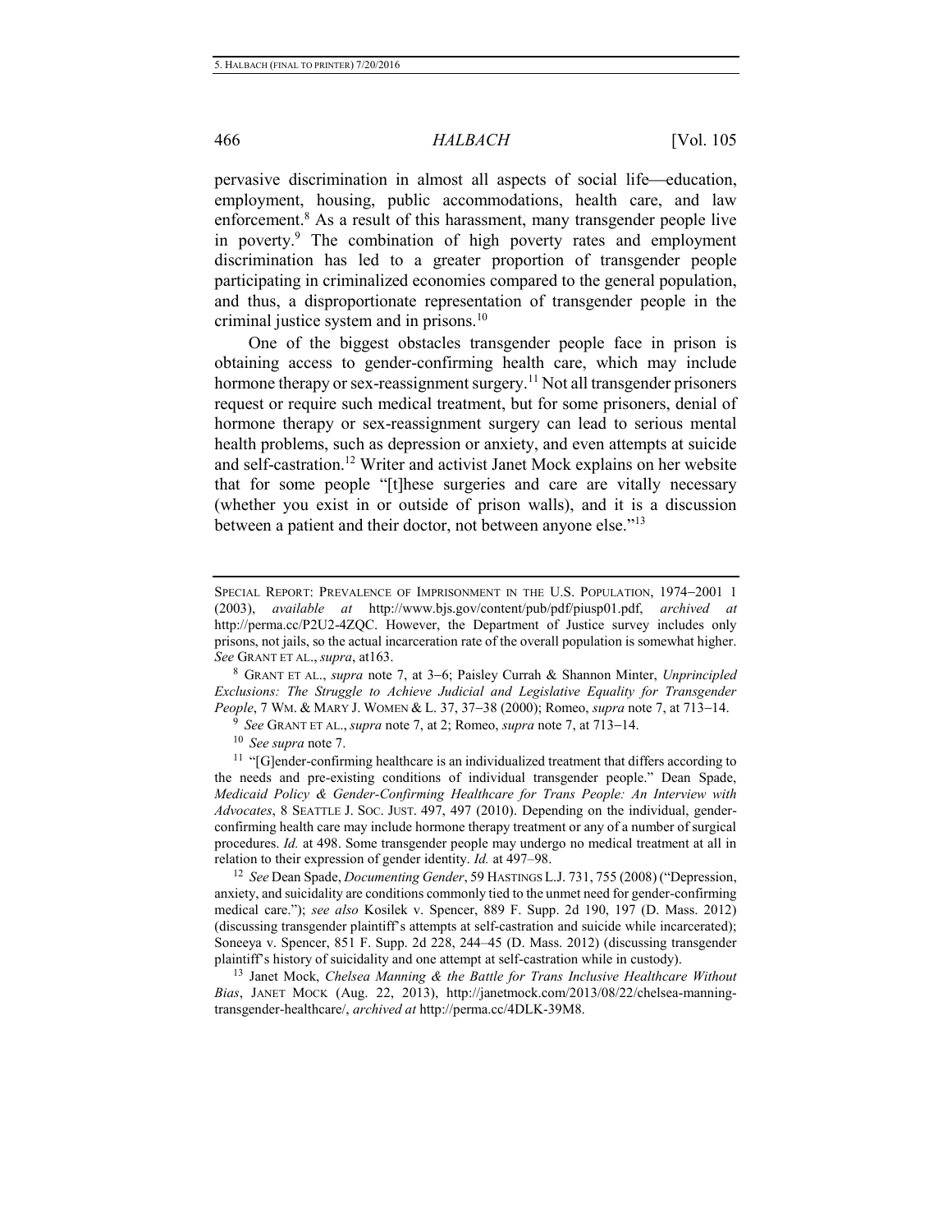pervasive discrimination in almost all aspects of social life—education, employment, housing, public accommodations, health care, and law enforcement.[8] As a result of this harassment, many transgender people live in poverty.[9] The combination of high poverty rates and employment discrimination has led to a greater proportion of transgender people participating in criminalized economies compared to the general population, and thus, a disproportionate representation of transgender people in the criminal justice system and in prisons.[10]

One of the biggest obstacles transgender people face in prison is obtaining access to gender-confirming health care, which may include hormone therapy or sex-reassignment surgery.[11] Not all transgender prisoners request or require such medical treatment, but for some prisoners, denial of hormone therapy or sex-reassignment surgery can lead to serious mental health problems, such as depression or anxiety, and even attempts at suicide and self-castration.[12] Writer and activist Janet Mock explains on her website that for some people "[t]hese surgeries and care are vitally necessary (whether you exist in or outside of prison walls), and it is a discussion between a patient and their doctor, not between anyone else."[13]

---

SPECIAL REPORT: PREVALENCE OF IMPRISONMENT IN THE U.S. POPULATION, 1974–2001 1 (2003), *available at* http://www.bjs.gov/content/pub/pdf/piusp01.pdf, *archived at* http://perma.cc/P2U2-4ZQC. However, the Department of Justice survey includes only prisons, not jails, so the actual incarceration rate of the overall population is somewhat higher. *See* GRANT ET AL., *supra*, at163.

[8] GRANT ET AL., *supra* note 7, at 3–6; Paisley Currah & Shannon Minter, *Unprincipled Exclusions: The Struggle to Achieve Judicial and Legislative Equality for Transgender People*, 7 WM. & MARY J. WOMEN & L. 37, 37–38 (2000); Romeo, *supra* note 7, at 713–14.

[9] *See* GRANT ET AL., *supra* note 7, at 2; Romeo, *supra* note 7, at 713–14.

[10] *See supra* note 7.

[11] "[G]ender-confirming healthcare is an individualized treatment that differs according to the needs and pre-existing conditions of individual transgender people." Dean Spade, *Medicaid Policy & Gender-Confirming Healthcare for Trans People: An Interview with Advocates*, 8 SEATTLE J. SOC. JUST. 497, 497 (2010). Depending on the individual, gender-confirming health care may include hormone therapy treatment or any of a number of surgical procedures. *Id.* at 498. Some transgender people may undergo no medical treatment at all in relation to their expression of gender identity. *Id.* at 497–98.

[12] *See* Dean Spade, *Documenting Gender*, 59 HASTINGS L.J. 731, 755 (2008) ("Depression, anxiety, and suicidality are conditions commonly tied to the unmet need for gender-confirming medical care."); *see also* Kosilek v. Spencer, 889 F. Supp. 2d 190, 197 (D. Mass. 2012) (discussing transgender plaintiff's attempts at self-castration and suicide while incarcerated); Soneeya v. Spencer, 851 F. Supp. 2d 228, 244–45 (D. Mass. 2012) (discussing transgender plaintiff's history of suicidality and one attempt at self-castration while in custody).

[13] Janet Mock, *Chelsea Manning & the Battle for Trans Inclusive Healthcare Without Bias*, JANET MOCK (Aug. 22, 2013), http://janetmock.com/2013/08/22/chelsea-manning-transgender-healthcare/, *archived at* http://perma.cc/4DLK-39M8.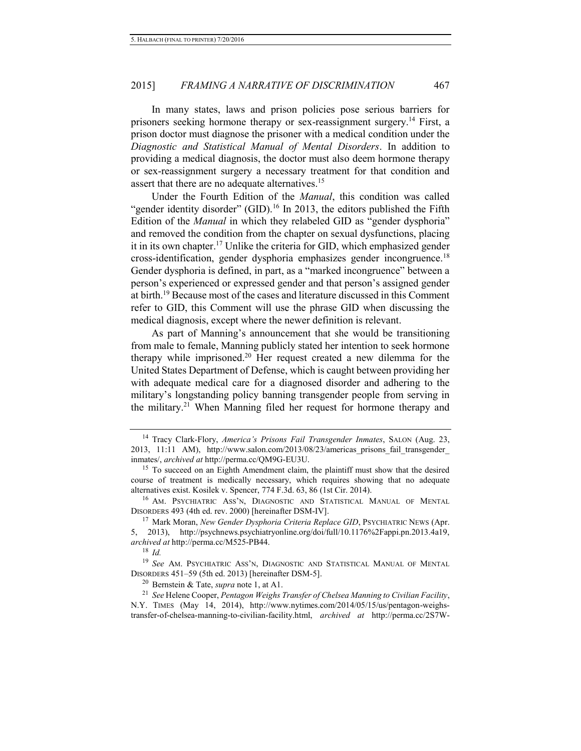In many states, laws and prison policies pose serious barriers for prisoners seeking hormone therapy or sex-reassignment surgery.[14] First, a prison doctor must diagnose the prisoner with a medical condition under the *Diagnostic and Statistical Manual of Mental Disorders*. In addition to providing a medical diagnosis, the doctor must also deem hormone therapy or sex-reassignment surgery a necessary treatment for that condition and assert that there are no adequate alternatives.[15]

Under the Fourth Edition of the *Manual*, this condition was called "gender identity disorder" (GID).[16] In 2013, the editors published the Fifth Edition of the *Manual* in which they relabeled GID as "gender dysphoria" and removed the condition from the chapter on sexual dysfunctions, placing it in its own chapter.[17] Unlike the criteria for GID, which emphasized gender cross-identification, gender dysphoria emphasizes gender incongruence.[18] Gender dysphoria is defined, in part, as a "marked incongruence" between a person's experienced or expressed gender and that person's assigned gender at birth.[19] Because most of the cases and literature discussed in this Comment refer to GID, this Comment will use the phrase GID when discussing the medical diagnosis, except where the newer definition is relevant.

As part of Manning's announcement that she would be transitioning from male to female, Manning publicly stated her intention to seek hormone therapy while imprisoned.[20] Her request created a new dilemma for the United States Department of Defense, which is caught between providing her with adequate medical care for a diagnosed disorder and adhering to the military's longstanding policy banning transgender people from serving in the military.[21] When Manning filed her request for hormone therapy and

---

[14] Tracy Clark-Flory, *America's Prisons Fail Transgender Inmates*, SALON (Aug. 23, 2013, 11:11 AM), http://www.salon.com/2013/08/23/americas_prisons_fail_transgender_inmates/, *archived at* http://perma.cc/QM9G-EU3U.

[15] To succeed on an Eighth Amendment claim, the plaintiff must show that the desired course of treatment is medically necessary, which requires showing that no adequate alternatives exist. Kosilek v. Spencer, 774 F.3d 63, 86 (1st Cir. 2014).

[16] AM. PSYCHIATRIC ASS'N, DIAGNOSTIC AND STATISTICAL MANUAL OF MENTAL DISORDERS 493 (4th ed. rev. 2000) [hereinafter DSM-IV].

[17] Mark Moran, *New Gender Dysphoria Criteria Replace GID*, PSYCHIATRIC NEWS (Apr. 5, 2013), http://psychnews.psychiatryonline.org/doi/full/10.1176%2Fappi.pn.2013.4a19, *archived at* http://perma.cc/M525-PB44.

[18] *Id.*

[19] *See* AM. PSYCHIATRIC ASS'N, DIAGNOSTIC AND STATISTICAL MANUAL OF MENTAL DISORDERS 451–59 (5th ed. 2013) [hereinafter DSM-5].

[20] Bernstein & Tate, *supra* note 1, at A1.

[21] *See* Helene Cooper, *Pentagon Weighs Transfer of Chelsea Manning to Civilian Facility*, N.Y. TIMES (May 14, 2014), http://www.nytimes.com/2014/05/15/us/pentagon-weighs-transfer-of-chelsea-manning-to-civilian-facility.html, *archived at* http://perma.cc/2S7W-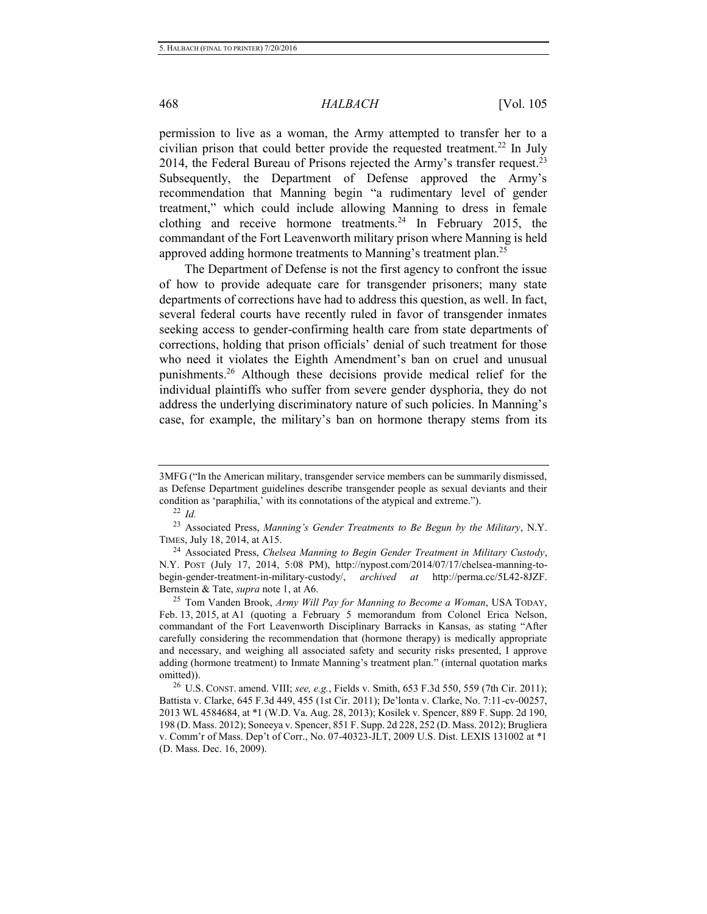permission to live as a woman, the Army attempted to transfer her to a civilian prison that could better provide the requested treatment.[22] In July 2014, the Federal Bureau of Prisons rejected the Army's transfer request.[23] Subsequently, the Department of Defense approved the Army's recommendation that Manning begin "a rudimentary level of gender treatment," which could include allowing Manning to dress in female clothing and receive hormone treatments.[24] In February 2015, the commandant of the Fort Leavenworth military prison where Manning is held approved adding hormone treatments to Manning's treatment plan.[25]

The Department of Defense is not the first agency to confront the issue of how to provide adequate care for transgender prisoners; many state departments of corrections have had to address this question, as well. In fact, several federal courts have recently ruled in favor of transgender inmates seeking access to gender-confirming health care from state departments of corrections, holding that prison officials' denial of such treatment for those who need it violates the Eighth Amendment's ban on cruel and unusual punishments.[26] Although these decisions provide medical relief for the individual plaintiffs who suffer from severe gender dysphoria, they do not address the underlying discriminatory nature of such policies. In Manning's case, for example, the military's ban on hormone therapy stems from its

---

3MFG ("In the American military, transgender service members can be summarily dismissed, as Defense Department guidelines describe transgender people as sexual deviants and their condition as 'paraphilia,' with its connotations of the atypical and extreme.").

[22] *Id.*

[23] Associated Press, *Manning's Gender Treatments to Be Begun by the Military*, N.Y. TIMES, July 18, 2014, at A15.

[24] Associated Press, *Chelsea Manning to Begin Gender Treatment in Military Custody*, N.Y. POST (July 17, 2014, 5:08 PM), http://nypost.com/2014/07/17/chelsea-manning-to-begin-gender-treatment-in-military-custody/, *archived at* http://perma.cc/5L42-8JZF. Bernstein & Tate, *supra* note 1, at A6.

[25] Tom Vanden Brook, *Army Will Pay for Manning to Become a Woman*, USA TODAY, Feb. 13, 2015, at A1 (quoting a February 5 memorandum from Colonel Erica Nelson, commandant of the Fort Leavenworth Disciplinary Barracks in Kansas, as stating "After carefully considering the recommendation that (hormone therapy) is medically appropriate and necessary, and weighing all associated safety and security risks presented, I approve adding (hormone treatment) to Inmate Manning's treatment plan." (internal quotation marks omitted)).

[26] U.S. CONST. amend. VIII; *see, e.g.*, Fields v. Smith, 653 F.3d 550, 559 (7th Cir. 2011); Battista v. Clarke, 645 F.3d 449, 455 (1st Cir. 2011); De'lonta v. Clarke, No. 7:11-cv-00257, 2013 WL 4584684, at *1 (W.D. Va. Aug. 28, 2013); Kosilek v. Spencer, 889 F. Supp. 2d 190, 198 (D. Mass. 2012); Soneeya v. Spencer, 851 F. Supp. 2d 228, 252 (D. Mass. 2012); Brugliera v. Comm'r of Mass. Dep't of Corr., No. 07-40323-JLT, 2009 U.S. Dist. LEXIS 131002 at *1 (D. Mass. Dec. 16, 2009).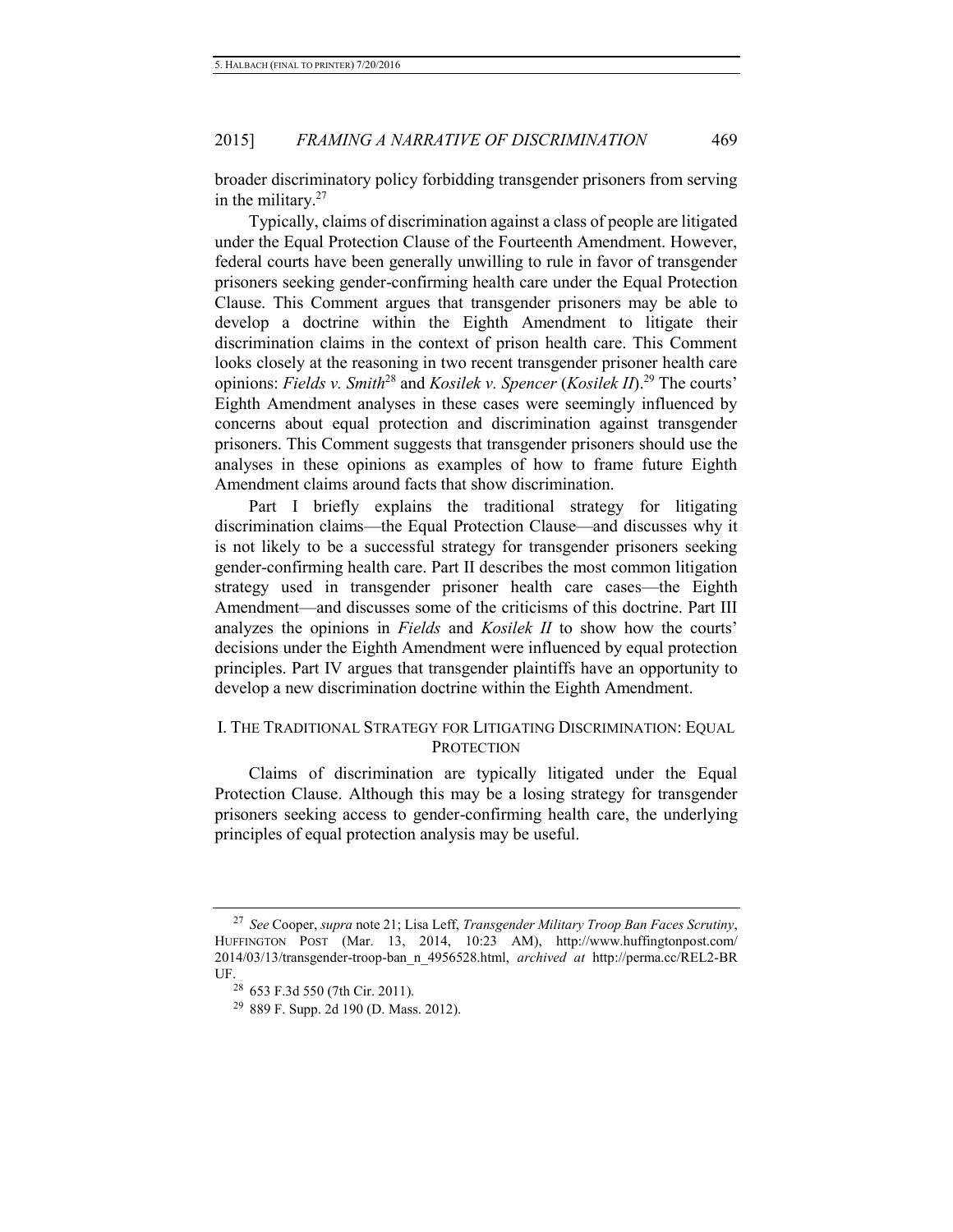broader discriminatory policy forbidding transgender prisoners from serving in the military.[27]

Typically, claims of discrimination against a class of people are litigated under the Equal Protection Clause of the Fourteenth Amendment. However, federal courts have been generally unwilling to rule in favor of transgender prisoners seeking gender-confirming health care under the Equal Protection Clause. This Comment argues that transgender prisoners may be able to develop a doctrine within the Eighth Amendment to litigate their discrimination claims in the context of prison health care. This Comment looks closely at the reasoning in two recent transgender prisoner health care opinions: *Fields v. Smith*[28] and *Kosilek v. Spencer* (*Kosilek II*).[29] The courts' Eighth Amendment analyses in these cases were seemingly influenced by concerns about equal protection and discrimination against transgender prisoners. This Comment suggests that transgender prisoners should use the analyses in these opinions as examples of how to frame future Eighth Amendment claims around facts that show discrimination.

Part I briefly explains the traditional strategy for litigating discrimination claims—the Equal Protection Clause—and discusses why it is not likely to be a successful strategy for transgender prisoners seeking gender-confirming health care. Part II describes the most common litigation strategy used in transgender prisoner health care cases—the Eighth Amendment—and discusses some of the criticisms of this doctrine. Part III analyzes the opinions in *Fields* and *Kosilek II* to show how the courts' decisions under the Eighth Amendment were influenced by equal protection principles. Part IV argues that transgender plaintiffs have an opportunity to develop a new discrimination doctrine within the Eighth Amendment.

## I. The Traditional Strategy for Litigating Discrimination: Equal Protection

Claims of discrimination are typically litigated under the Equal Protection Clause. Although this may be a losing strategy for transgender prisoners seeking access to gender-confirming health care, the underlying principles of equal protection analysis may be useful.

---

[27] *See* Cooper, *supra* note 21; Lisa Leff, *Transgender Military Troop Ban Faces Scrutiny*, Huffington Post (Mar. 13, 2014, 10:23 AM), http://www.huffingtonpost.com/2014/03/13/transgender-troop-ban_n_4956528.html, *archived at* http://perma.cc/REL2-BRUF.

[28] 653 F.3d 550 (7th Cir. 2011).

[29] 889 F. Supp. 2d 190 (D. Mass. 2012).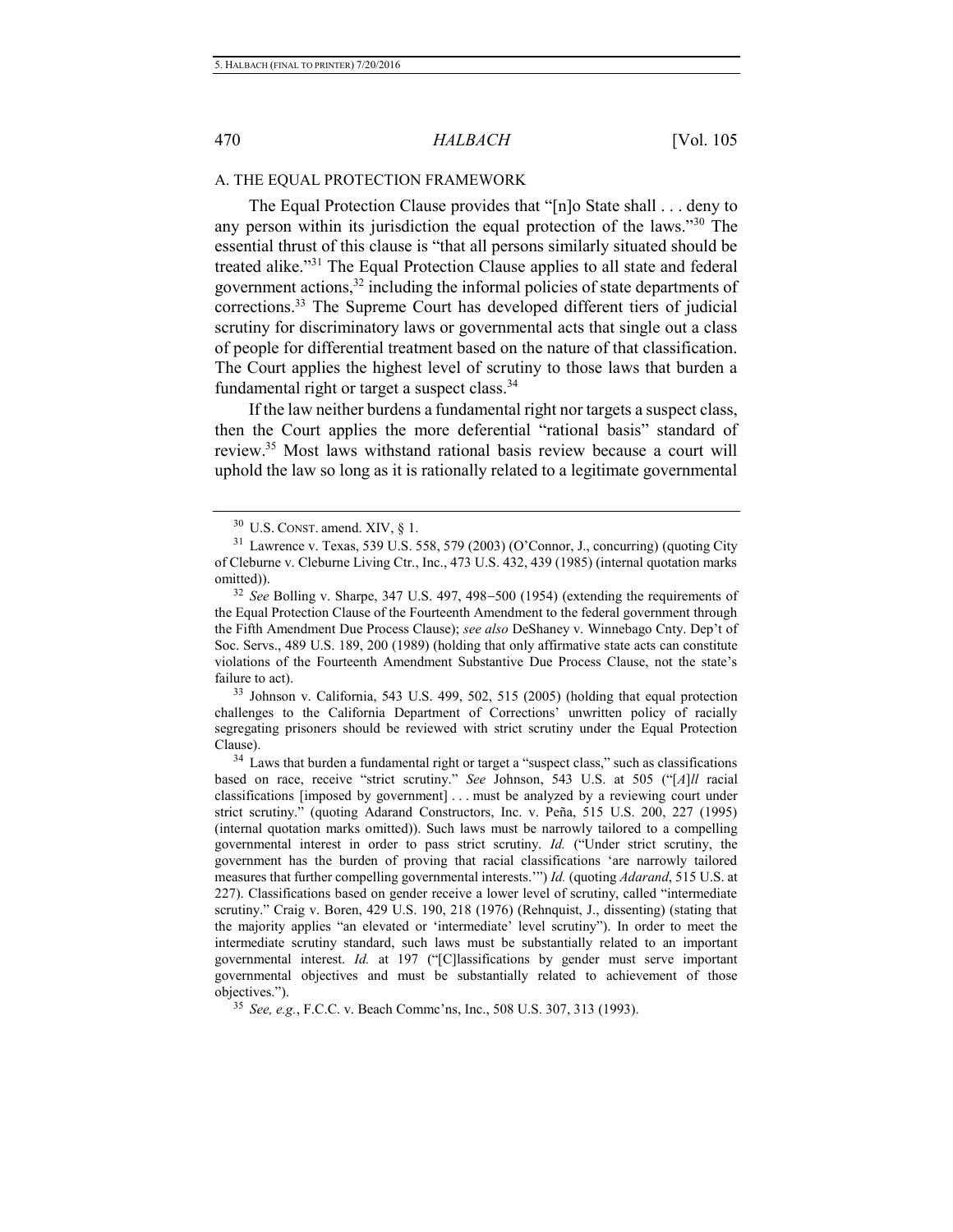### A. THE EQUAL PROTECTION FRAMEWORK

The Equal Protection Clause provides that "[n]o State shall . . . deny to any person within its jurisdiction the equal protection of the laws."[30] The essential thrust of this clause is "that all persons similarly situated should be treated alike."[31] The Equal Protection Clause applies to all state and federal government actions,[32] including the informal policies of state departments of corrections.[33] The Supreme Court has developed different tiers of judicial scrutiny for discriminatory laws or governmental acts that single out a class of people for differential treatment based on the nature of that classification. The Court applies the highest level of scrutiny to those laws that burden a fundamental right or target a suspect class.[34]

If the law neither burdens a fundamental right nor targets a suspect class, then the Court applies the more deferential "rational basis" standard of review.[35] Most laws withstand rational basis review because a court will uphold the law so long as it is rationally related to a legitimate governmental

---

[30] U.S. CONST. amend. XIV, § 1.

[31] Lawrence v. Texas, 539 U.S. 558, 579 (2003) (O'Connor, J., concurring) (quoting City of Cleburne v. Cleburne Living Ctr., Inc., 473 U.S. 432, 439 (1985) (internal quotation marks omitted)).

[32] *See* Bolling v. Sharpe, 347 U.S. 497, 498–500 (1954) (extending the requirements of the Equal Protection Clause of the Fourteenth Amendment to the federal government through the Fifth Amendment Due Process Clause); *see also* DeShaney v. Winnebago Cnty. Dep't of Soc. Servs., 489 U.S. 189, 200 (1989) (holding that only affirmative state acts can constitute violations of the Fourteenth Amendment Substantive Due Process Clause, not the state's failure to act).

[33] Johnson v. California, 543 U.S. 499, 502, 515 (2005) (holding that equal protection challenges to the California Department of Corrections' unwritten policy of racially segregating prisoners should be reviewed with strict scrutiny under the Equal Protection Clause).

[34] Laws that burden a fundamental right or target a "suspect class," such as classifications based on race, receive "strict scrutiny." *See* Johnson, 543 U.S. at 505 ("[*A*]*ll* racial classifications [imposed by government] . . . must be analyzed by a reviewing court under strict scrutiny." (quoting Adarand Constructors, Inc. v. Peña, 515 U.S. 200, 227 (1995) (internal quotation marks omitted)). Such laws must be narrowly tailored to a compelling governmental interest in order to pass strict scrutiny. *Id.* ("Under strict scrutiny, the government has the burden of proving that racial classifications 'are narrowly tailored measures that further compelling governmental interests.'") *Id.* (quoting *Adarand*, 515 U.S. at 227). Classifications based on gender receive a lower level of scrutiny, called "intermediate scrutiny." Craig v. Boren, 429 U.S. 190, 218 (1976) (Rehnquist, J., dissenting) (stating that the majority applies "an elevated or 'intermediate' level scrutiny"). In order to meet the intermediate scrutiny standard, such laws must be substantially related to an important governmental interest. *Id.* at 197 ("[C]lassifications by gender must serve important governmental objectives and must be substantially related to achievement of those objectives.").

[35] *See, e.g.*, F.C.C. v. Beach Commc'ns, Inc., 508 U.S. 307, 313 (1993).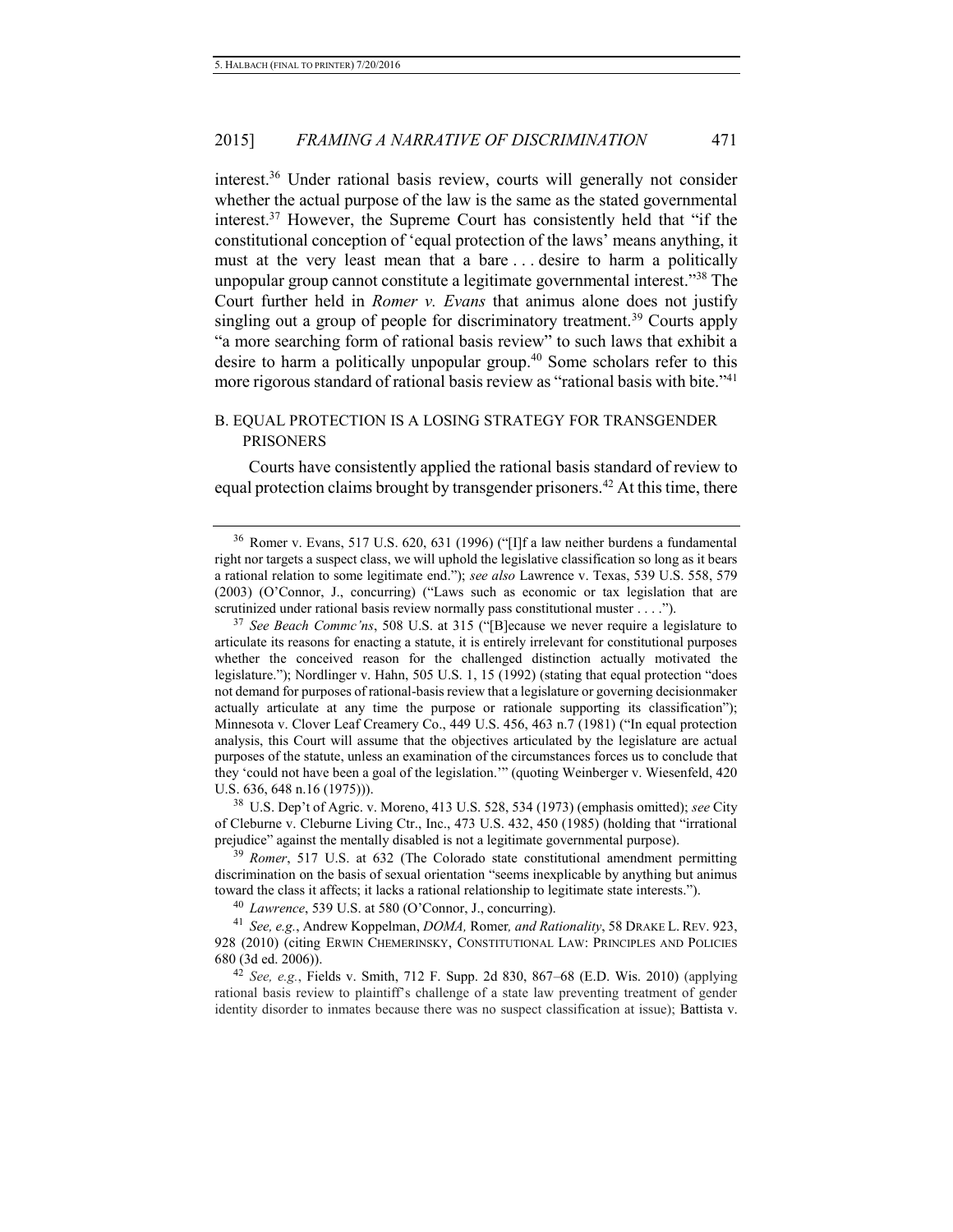interest.[36] Under rational basis review, courts will generally not consider whether the actual purpose of the law is the same as the stated governmental interest.[37] However, the Supreme Court has consistently held that "if the constitutional conception of 'equal protection of the laws' means anything, it must at the very least mean that a bare . . . desire to harm a politically unpopular group cannot constitute a legitimate governmental interest."[38] The Court further held in *Romer v. Evans* that animus alone does not justify singling out a group of people for discriminatory treatment.[39] Courts apply "a more searching form of rational basis review" to such laws that exhibit a desire to harm a politically unpopular group.[40] Some scholars refer to this more rigorous standard of rational basis review as "rational basis with bite."[41]

## B. EQUAL PROTECTION IS A LOSING STRATEGY FOR TRANSGENDER PRISONERS

Courts have consistently applied the rational basis standard of review to equal protection claims brought by transgender prisoners.[42] At this time, there

---

[36] Romer v. Evans, 517 U.S. 620, 631 (1996) ("[I]f a law neither burdens a fundamental right nor targets a suspect class, we will uphold the legislative classification so long as it bears a rational relation to some legitimate end."); *see also* Lawrence v. Texas, 539 U.S. 558, 579 (2003) (O'Connor, J., concurring) ("Laws such as economic or tax legislation that are scrutinized under rational basis review normally pass constitutional muster . . . .").

[37] *See Beach Commc'ns*, 508 U.S. at 315 ("[B]ecause we never require a legislature to articulate its reasons for enacting a statute, it is entirely irrelevant for constitutional purposes whether the conceived reason for the challenged distinction actually motivated the legislature."); Nordlinger v. Hahn, 505 U.S. 1, 15 (1992) (stating that equal protection "does not demand for purposes of rational-basis review that a legislature or governing decisionmaker actually articulate at any time the purpose or rationale supporting its classification"); Minnesota v. Clover Leaf Creamery Co., 449 U.S. 456, 463 n.7 (1981) ("In equal protection analysis, this Court will assume that the objectives articulated by the legislature are actual purposes of the statute, unless an examination of the circumstances forces us to conclude that they 'could not have been a goal of the legislation.'" (quoting Weinberger v. Wiesenfeld, 420 U.S. 636, 648 n.16 (1975))).

[38] U.S. Dep't of Agric. v. Moreno, 413 U.S. 528, 534 (1973) (emphasis omitted); *see* City of Cleburne v. Cleburne Living Ctr., Inc., 473 U.S. 432, 450 (1985) (holding that "irrational prejudice" against the mentally disabled is not a legitimate governmental purpose).

[39] *Romer*, 517 U.S. at 632 (The Colorado state constitutional amendment permitting discrimination on the basis of sexual orientation "seems inexplicable by anything but animus toward the class it affects; it lacks a rational relationship to legitimate state interests.").

[40] *Lawrence*, 539 U.S. at 580 (O'Connor, J., concurring).

[41] *See, e.g.*, Andrew Koppelman, *DOMA,* Romer*, and Rationality*, 58 DRAKE L. REV. 923, 928 (2010) (citing ERWIN CHEMERINSKY, CONSTITUTIONAL LAW: PRINCIPLES AND POLICIES 680 (3d ed. 2006)).

[42] *See, e.g.*, Fields v. Smith, 712 F. Supp. 2d 830, 867–68 (E.D. Wis. 2010) (applying rational basis review to plaintiff's challenge of a state law preventing treatment of gender identity disorder to inmates because there was no suspect classification at issue); Battista v.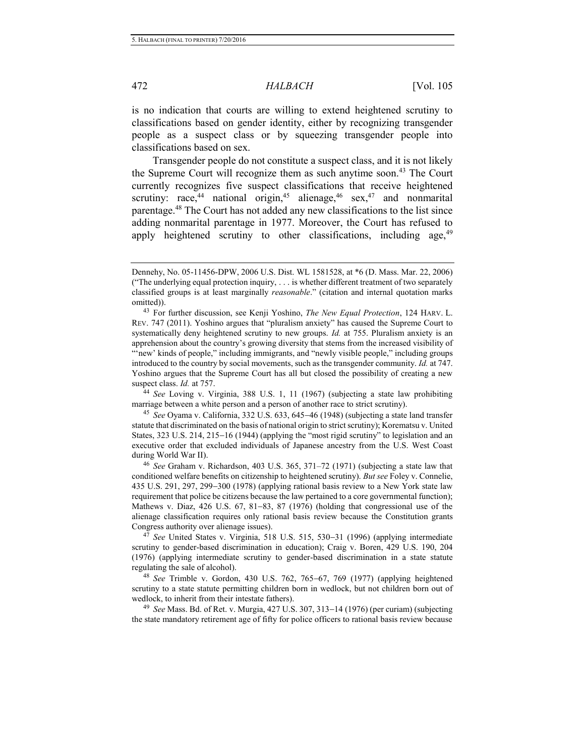is no indication that courts are willing to extend heightened scrutiny to classifications based on gender identity, either by recognizing transgender people as a suspect class or by squeezing transgender people into classifications based on sex.

Transgender people do not constitute a suspect class, and it is not likely the Supreme Court will recognize them as such anytime soon.[43] The Court currently recognizes five suspect classifications that receive heightened scrutiny: race,[44] national origin,[45] alienage,[46] sex,[47] and nonmarital parentage.[48] The Court has not added any new classifications to the list since adding nonmarital parentage in 1977. Moreover, the Court has refused to apply heightened scrutiny to other classifications, including age,[49]

---

Dennehy, No. 05-11456-DPW, 2006 U.S. Dist. WL 1581528, at *6 (D. Mass. Mar. 22, 2006) ("The underlying equal protection inquiry, . . . is whether different treatment of two separately classified groups is at least marginally *reasonable*." (citation and internal quotation marks omitted)).

[43] For further discussion, see Kenji Yoshino, *The New Equal Protection*, 124 HARV. L. REV. 747 (2011). Yoshino argues that "pluralism anxiety" has caused the Supreme Court to systematically deny heightened scrutiny to new groups. *Id.* at 755. Pluralism anxiety is an apprehension about the country's growing diversity that stems from the increased visibility of "'new' kinds of people," including immigrants, and "newly visible people," including groups introduced to the country by social movements, such as the transgender community. *Id.* at 747. Yoshino argues that the Supreme Court has all but closed the possibility of creating a new suspect class. *Id.* at 757.

[44] *See* Loving v. Virginia, 388 U.S. 1, 11 (1967) (subjecting a state law prohibiting marriage between a white person and a person of another race to strict scrutiny).

[45] *See* Oyama v. California, 332 U.S. 633, 645–46 (1948) (subjecting a state land transfer statute that discriminated on the basis of national origin to strict scrutiny); Korematsu v. United States, 323 U.S. 214, 215–16 (1944) (applying the "most rigid scrutiny" to legislation and an executive order that excluded individuals of Japanese ancestry from the U.S. West Coast during World War II).

[46] *See* Graham v. Richardson, 403 U.S. 365, 371–72 (1971) (subjecting a state law that conditioned welfare benefits on citizenship to heightened scrutiny). *But see* Foley v. Connelie, 435 U.S. 291, 297, 299–300 (1978) (applying rational basis review to a New York state law requirement that police be citizens because the law pertained to a core governmental function); Mathews v. Diaz, 426 U.S. 67, 81–83, 87 (1976) (holding that congressional use of the alienage classification requires only rational basis review because the Constitution grants Congress authority over alienage issues).

[47] *See* United States v. Virginia, 518 U.S. 515, 530–31 (1996) (applying intermediate scrutiny to gender-based discrimination in education); Craig v. Boren, 429 U.S. 190, 204 (1976) (applying intermediate scrutiny to gender-based discrimination in a state statute regulating the sale of alcohol).

[48] *See* Trimble v. Gordon, 430 U.S. 762, 765–67, 769 (1977) (applying heightened scrutiny to a state statute permitting children born in wedlock, but not children born out of wedlock, to inherit from their intestate fathers).

[49] *See* Mass. Bd. of Ret. v. Murgia, 427 U.S. 307, 313–14 (1976) (per curiam) (subjecting the state mandatory retirement age of fifty for police officers to rational basis review because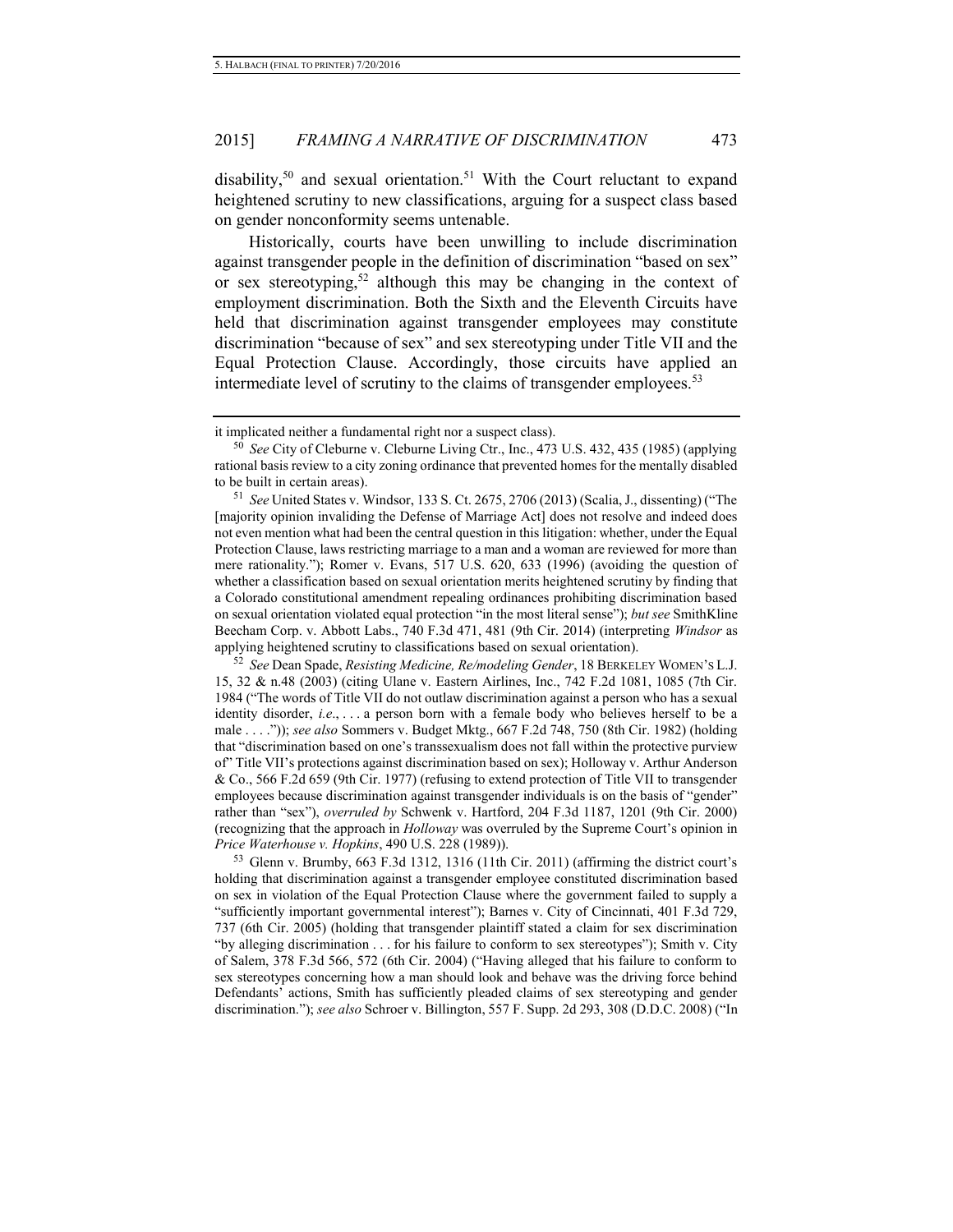disability,[50] and sexual orientation.[51] With the Court reluctant to expand heightened scrutiny to new classifications, arguing for a suspect class based on gender nonconformity seems untenable.

Historically, courts have been unwilling to include discrimination against transgender people in the definition of discrimination "based on sex" or sex stereotyping,[52] although this may be changing in the context of employment discrimination. Both the Sixth and the Eleventh Circuits have held that discrimination against transgender employees may constitute discrimination "because of sex" and sex stereotyping under Title VII and the Equal Protection Clause. Accordingly, those circuits have applied an intermediate level of scrutiny to the claims of transgender employees.[53]

---

it implicated neither a fundamental right nor a suspect class).

[50] *See* City of Cleburne v. Cleburne Living Ctr., Inc., 473 U.S. 432, 435 (1985) (applying rational basis review to a city zoning ordinance that prevented homes for the mentally disabled to be built in certain areas).

[51] *See* United States v. Windsor, 133 S. Ct. 2675, 2706 (2013) (Scalia, J., dissenting) ("The [majority opinion invalidating the Defense of Marriage Act] does not resolve and indeed does not even mention what had been the central question in this litigation: whether, under the Equal Protection Clause, laws restricting marriage to a man and a woman are reviewed for more than mere rationality."); Romer v. Evans, 517 U.S. 620, 633 (1996) (avoiding the question of whether a classification based on sexual orientation merits heightened scrutiny by finding that a Colorado constitutional amendment repealing ordinances prohibiting discrimination based on sexual orientation violated equal protection "in the most literal sense"); *but see* SmithKline Beecham Corp. v. Abbott Labs., 740 F.3d 471, 481 (9th Cir. 2014) (interpreting *Windsor* as applying heightened scrutiny to classifications based on sexual orientation).

[52] *See* Dean Spade, *Resisting Medicine, Re/modeling Gender*, 18 BERKELEY WOMEN'S L.J. 15, 32 & n.48 (2003) (citing Ulane v. Eastern Airlines, Inc., 742 F.2d 1081, 1085 (7th Cir. 1984 ("The words of Title VII do not outlaw discrimination against a person who has a sexual identity disorder, *i.e*., . . . a person born with a female body who believes herself to be a male . . . .")); *see also* Sommers v. Budget Mktg., 667 F.2d 748, 750 (8th Cir. 1982) (holding that "discrimination based on one's transsexualism does not fall within the protective purview of" Title VII's protections against discrimination based on sex); Holloway v. Arthur Anderson & Co., 566 F.2d 659 (9th Cir. 1977) (refusing to extend protection of Title VII to transgender employees because discrimination against transgender individuals is on the basis of "gender" rather than "sex"), *overruled by* Schwenk v. Hartford, 204 F.3d 1187, 1201 (9th Cir. 2000) (recognizing that the approach in *Holloway* was overruled by the Supreme Court's opinion in *Price Waterhouse v. Hopkins*, 490 U.S. 228 (1989)).

[53] Glenn v. Brumby, 663 F.3d 1312, 1316 (11th Cir. 2011) (affirming the district court's holding that discrimination against a transgender employee constituted discrimination based on sex in violation of the Equal Protection Clause where the government failed to supply a "sufficiently important governmental interest"); Barnes v. City of Cincinnati, 401 F.3d 729, 737 (6th Cir. 2005) (holding that transgender plaintiff stated a claim for sex discrimination "by alleging discrimination . . . for his failure to conform to sex stereotypes"); Smith v. City of Salem, 378 F.3d 566, 572 (6th Cir. 2004) ("Having alleged that his failure to conform to sex stereotypes concerning how a man should look and behave was the driving force behind Defendants' actions, Smith has sufficiently pleaded claims of sex stereotyping and gender discrimination."); *see also* Schroer v. Billington, 557 F. Supp. 2d 293, 308 (D.D.C. 2008) ("In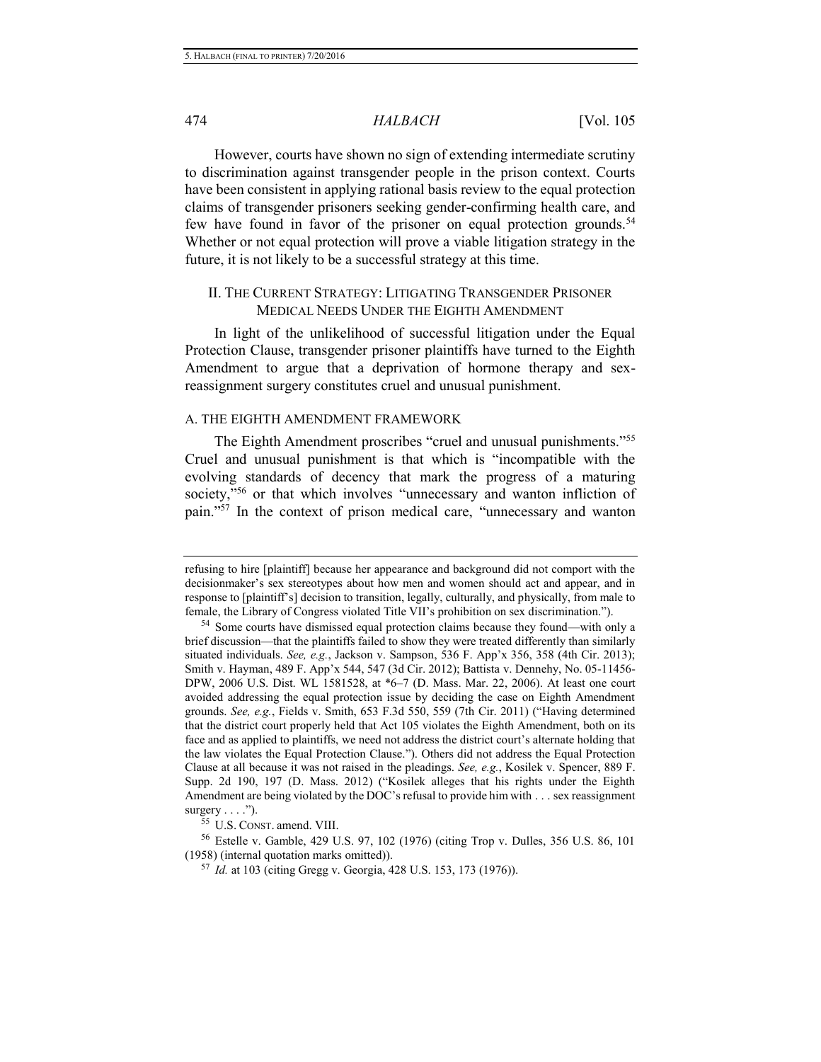However, courts have shown no sign of extending intermediate scrutiny to discrimination against transgender people in the prison context. Courts have been consistent in applying rational basis review to the equal protection claims of transgender prisoners seeking gender-confirming health care, and few have found in favor of the prisoner on equal protection grounds.[54] Whether or not equal protection will prove a viable litigation strategy in the future, it is not likely to be a successful strategy at this time.

## II. THE CURRENT STRATEGY: LITIGATING TRANSGENDER PRISONER MEDICAL NEEDS UNDER THE EIGHTH AMENDMENT

In light of the unlikelihood of successful litigation under the Equal Protection Clause, transgender prisoner plaintiffs have turned to the Eighth Amendment to argue that a deprivation of hormone therapy and sex-reassignment surgery constitutes cruel and unusual punishment.

### A. THE EIGHTH AMENDMENT FRAMEWORK

The Eighth Amendment proscribes "cruel and unusual punishments."[55] Cruel and unusual punishment is that which is "incompatible with the evolving standards of decency that mark the progress of a maturing society,"[56] or that which involves "unnecessary and wanton infliction of pain."[57] In the context of prison medical care, "unnecessary and wanton

---

refusing to hire [plaintiff] because her appearance and background did not comport with the decisionmaker's sex stereotypes about how men and women should act and appear, and in response to [plaintiff's] decision to transition, legally, culturally, and physically, from male to female, the Library of Congress violated Title VII's prohibition on sex discrimination.").

[54] Some courts have dismissed equal protection claims because they found—with only a brief discussion—that the plaintiffs failed to show they were treated differently than similarly situated individuals. *See, e.g.*, Jackson v. Sampson, 536 F. App'x 356, 358 (4th Cir. 2013); Smith v. Hayman, 489 F. App'x 544, 547 (3d Cir. 2012); Battista v. Dennehy, No. 05-11456-DPW, 2006 U.S. Dist. WL 1581528, at *6–7 (D. Mass. Mar. 22, 2006). At least one court avoided addressing the equal protection issue by deciding the case on Eighth Amendment grounds. *See, e.g.*, Fields v. Smith, 653 F.3d 550, 559 (7th Cir. 2011) ("Having determined that the district court properly held that Act 105 violates the Eighth Amendment, both on its face and as applied to plaintiffs, we need not address the district court's alternate holding that the law violates the Equal Protection Clause."). Others did not address the Equal Protection Clause at all because it was not raised in the pleadings. *See, e.g.*, Kosilek v. Spencer, 889 F. Supp. 2d 190, 197 (D. Mass. 2012) ("Kosilek alleges that his rights under the Eighth Amendment are being violated by the DOC's refusal to provide him with . . . sex reassignment surgery . . . .").

[55] U.S. CONST. amend. VIII.

[56] Estelle v. Gamble, 429 U.S. 97, 102 (1976) (citing Trop v. Dulles, 356 U.S. 86, 101 (1958) (internal quotation marks omitted)).

[57] *Id.* at 103 (citing Gregg v. Georgia, 428 U.S. 153, 173 (1976)).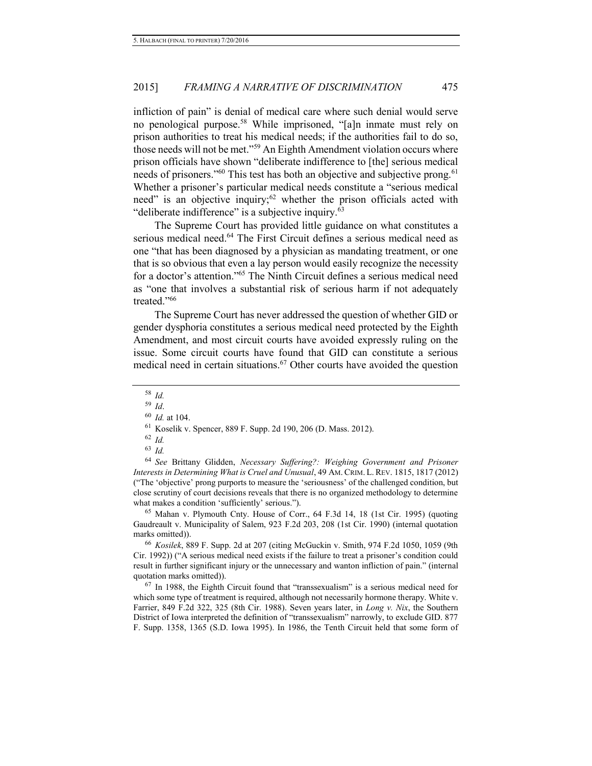infliction of pain" is denial of medical care where such denial would serve no penological purpose.[58] While imprisoned, "[a]n inmate must rely on prison authorities to treat his medical needs; if the authorities fail to do so, those needs will not be met."[59] An Eighth Amendment violation occurs where prison officials have shown "deliberate indifference to [the] serious medical needs of prisoners."[60] This test has both an objective and subjective prong.[61] Whether a prisoner's particular medical needs constitute a "serious medical need" is an objective inquiry;[62] whether the prison officials acted with "deliberate indifference" is a subjective inquiry.[63]

The Supreme Court has provided little guidance on what constitutes a serious medical need.[64] The First Circuit defines a serious medical need as one "that has been diagnosed by a physician as mandating treatment, or one that is so obvious that even a lay person would easily recognize the necessity for a doctor's attention."[65] The Ninth Circuit defines a serious medical need as "one that involves a substantial risk of serious harm if not adequately treated."[66]

The Supreme Court has never addressed the question of whether GID or gender dysphoria constitutes a serious medical need protected by the Eighth Amendment, and most circuit courts have avoided expressly ruling on the issue. Some circuit courts have found that GID can constitute a serious medical need in certain situations.[67] Other courts have avoided the question

---

[58] *Id.*

[59] *Id*.

[60] *Id.* at 104.

[61] Koselik v. Spencer, 889 F. Supp. 2d 190, 206 (D. Mass. 2012).

[62] *Id.*

[63] *Id.*

[64] *See* Brittany Glidden, *Necessary Suffering?: Weighing Government and Prisoner Interests in Determining What is Cruel and Unusual*, 49 AM. CRIM. L. REV. 1815, 1817 (2012) ("The 'objective' prong purports to measure the 'seriousness' of the challenged condition, but close scrutiny of court decisions reveals that there is no organized methodology to determine what makes a condition 'sufficiently' serious.").

[65] Mahan v. Plymouth Cnty. House of Corr., 64 F.3d 14, 18 (1st Cir. 1995) (quoting Gaudreault v. Municipality of Salem, 923 F.2d 203, 208 (1st Cir. 1990) (internal quotation marks omitted)).

[66] *Kosilek*, 889 F. Supp. 2d at 207 (citing McGuckin v. Smith, 974 F.2d 1050, 1059 (9th Cir. 1992)) ("A serious medical need exists if the failure to treat a prisoner's condition could result in further significant injury or the unnecessary and wanton infliction of pain." (internal quotation marks omitted)).

[67] In 1988, the Eighth Circuit found that "transsexualism" is a serious medical need for which some type of treatment is required, although not necessarily hormone therapy. White v. Farrier, 849 F.2d 322, 325 (8th Cir. 1988). Seven years later, in *Long v. Nix*, the Southern District of Iowa interpreted the definition of "transsexualism" narrowly, to exclude GID. 877 F. Supp. 1358, 1365 (S.D. Iowa 1995). In 1986, the Tenth Circuit held that some form of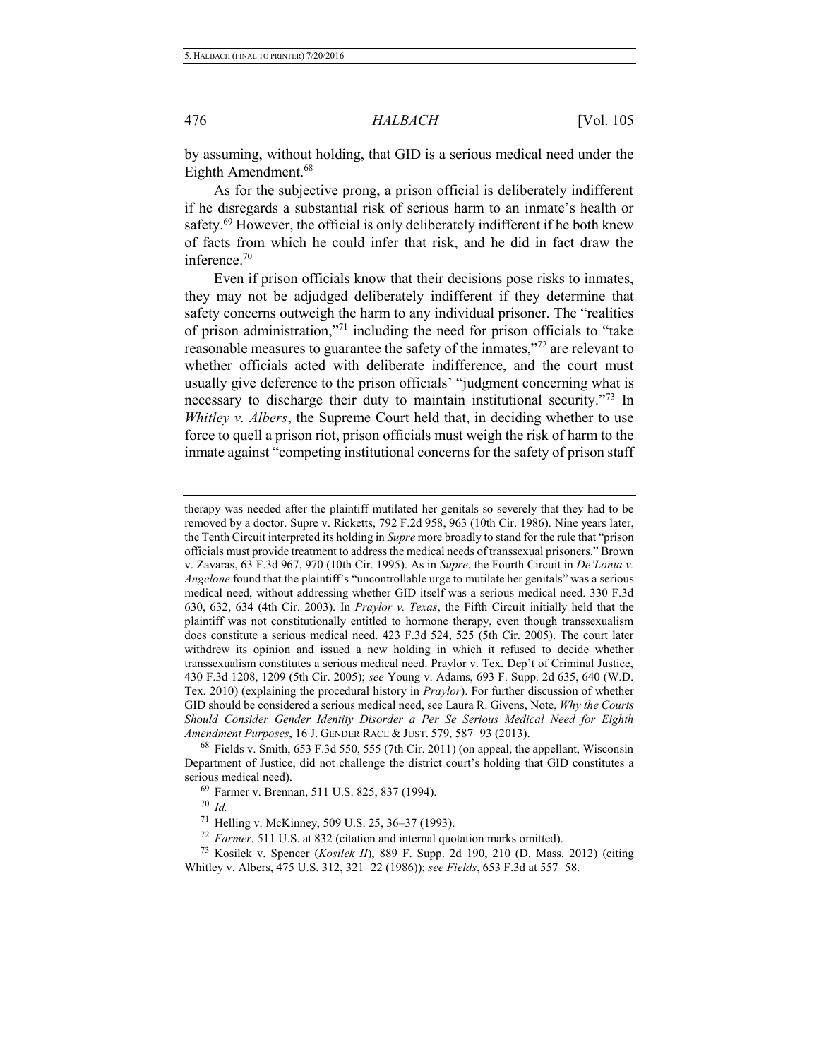by assuming, without holding, that GID is a serious medical need under the Eighth Amendment.[68]

As for the subjective prong, a prison official is deliberately indifferent if he disregards a substantial risk of serious harm to an inmate's health or safety.[69] However, the official is only deliberately indifferent if he both knew of facts from which he could infer that risk, and he did in fact draw the inference.[70]

Even if prison officials know that their decisions pose risks to inmates, they may not be adjudged deliberately indifferent if they determine that safety concerns outweigh the harm to any individual prisoner. The "realities of prison administration,"[71] including the need for prison officials to "take reasonable measures to guarantee the safety of the inmates,"[72] are relevant to whether officials acted with deliberate indifference, and the court must usually give deference to the prison officials' "judgment concerning what is necessary to discharge their duty to maintain institutional security."[73] In *Whitley v. Albers*, the Supreme Court held that, in deciding whether to use force to quell a prison riot, prison officials must weigh the risk of harm to the inmate against "competing institutional concerns for the safety of prison staff

---

therapy was needed after the plaintiff mutilated her genitals so severely that they had to be removed by a doctor. Supre v. Ricketts, 792 F.2d 958, 963 (10th Cir. 1986). Nine years later, the Tenth Circuit interpreted its holding in *Supre* more broadly to stand for the rule that "prison officials must provide treatment to address the medical needs of transsexual prisoners." Brown v. Zavaras, 63 F.3d 967, 970 (10th Cir. 1995). As in *Supre*, the Fourth Circuit in *De'Lonta v. Angelone* found that the plaintiff's "uncontrollable urge to mutilate her genitals" was a serious medical need, without addressing whether GID itself was a serious medical need. 330 F.3d 630, 632, 634 (4th Cir. 2003). In *Praylor v. Texas*, the Fifth Circuit initially held that the plaintiff was not constitutionally entitled to hormone therapy, even though transsexualism does constitute a serious medical need. 423 F.3d 524, 525 (5th Cir. 2005). The court later withdrew its opinion and issued a new holding in which it refused to decide whether transsexualism constitutes a serious medical need. Praylor v. Tex. Dep't of Criminal Justice, 430 F.3d 1208, 1209 (5th Cir. 2005); *see* Young v. Adams, 693 F. Supp. 2d 635, 640 (W.D. Tex. 2010) (explaining the procedural history in *Praylor*). For further discussion of whether GID should be considered a serious medical need, see Laura R. Givens, Note, *Why the Courts Should Consider Gender Identity Disorder a Per Se Serious Medical Need for Eighth Amendment Purposes*, 16 J. GENDER RACE & JUST. 579, 587–93 (2013).

[68] Fields v. Smith, 653 F.3d 550, 555 (7th Cir. 2011) (on appeal, the appellant, Wisconsin Department of Justice, did not challenge the district court's holding that GID constitutes a serious medical need).

[69] Farmer v. Brennan, 511 U.S. 825, 837 (1994).

[70] *Id.*

[71] Helling v. McKinney, 509 U.S. 25, 36–37 (1993).

[72] *Farmer*, 511 U.S. at 832 (citation and internal quotation marks omitted).

[73] Kosilek v. Spencer (*Kosilek II*), 889 F. Supp. 2d 190, 210 (D. Mass. 2012) (citing Whitley v. Albers, 475 U.S. 312, 321–22 (1986)); *see Fields*, 653 F.3d at 557–58.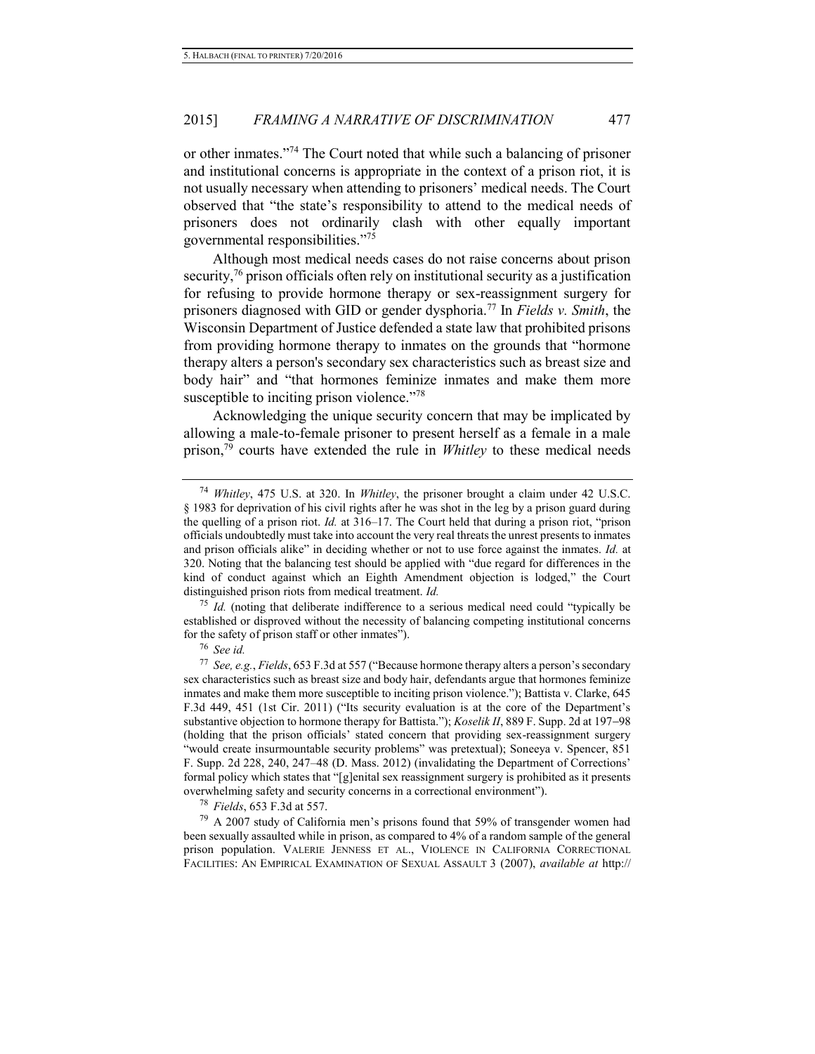or other inmates."[74] The Court noted that while such a balancing of prisoner and institutional concerns is appropriate in the context of a prison riot, it is not usually necessary when attending to prisoners' medical needs. The Court observed that "the state's responsibility to attend to the medical needs of prisoners does not ordinarily clash with other equally important governmental responsibilities."[75]

Although most medical needs cases do not raise concerns about prison security,[76] prison officials often rely on institutional security as a justification for refusing to provide hormone therapy or sex-reassignment surgery for prisoners diagnosed with GID or gender dysphoria.[77] In *Fields v. Smith*, the Wisconsin Department of Justice defended a state law that prohibited prisons from providing hormone therapy to inmates on the grounds that "hormone therapy alters a person's secondary sex characteristics such as breast size and body hair" and "that hormones feminize inmates and make them more susceptible to inciting prison violence."[78]

Acknowledging the unique security concern that may be implicated by allowing a male-to-female prisoner to present herself as a female in a male prison,[79] courts have extended the rule in *Whitley* to these medical needs

---

[74] *Whitley*, 475 U.S. at 320. In *Whitley*, the prisoner brought a claim under 42 U.S.C. § 1983 for deprivation of his civil rights after he was shot in the leg by a prison guard during the quelling of a prison riot. *Id.* at 316–17. The Court held that during a prison riot, "prison officials undoubtedly must take into account the very real threats the unrest presents to inmates and prison officials alike" in deciding whether or not to use force against the inmates. *Id.* at 320. Noting that the balancing test should be applied with "due regard for differences in the kind of conduct against which an Eighth Amendment objection is lodged," the Court distinguished prison riots from medical treatment. *Id.*

[75] *Id.* (noting that deliberate indifference to a serious medical need could "typically be established or disproved without the necessity of balancing competing institutional concerns for the safety of prison staff or other inmates").

[76] *See id.*

[77] *See, e.g.*, *Fields*, 653 F.3d at 557 ("Because hormone therapy alters a person's secondary sex characteristics such as breast size and body hair, defendants argue that hormones feminize inmates and make them more susceptible to inciting prison violence."); Battista v. Clarke, 645 F.3d 449, 451 (1st Cir. 2011) ("Its security evaluation is at the core of the Department's substantive objection to hormone therapy for Battista."); *Koselik II*, 889 F. Supp. 2d at 197–98 (holding that the prison officials' stated concern that providing sex-reassignment surgery "would create insurmountable security problems" was pretextual); Soneeya v. Spencer, 851 F. Supp. 2d 228, 240, 247–48 (D. Mass. 2012) (invalidating the Department of Corrections' formal policy which states that "[g]enital sex reassignment surgery is prohibited as it presents overwhelming safety and security concerns in a correctional environment").

[78] *Fields*, 653 F.3d at 557.

[79] A 2007 study of California men's prisons found that 59% of transgender women had been sexually assaulted while in prison, as compared to 4% of a random sample of the general prison population. VALERIE JENNESS ET AL., VIOLENCE IN CALIFORNIA CORRECTIONAL FACILITIES: AN EMPIRICAL EXAMINATION OF SEXUAL ASSAULT 3 (2007), *available at* http://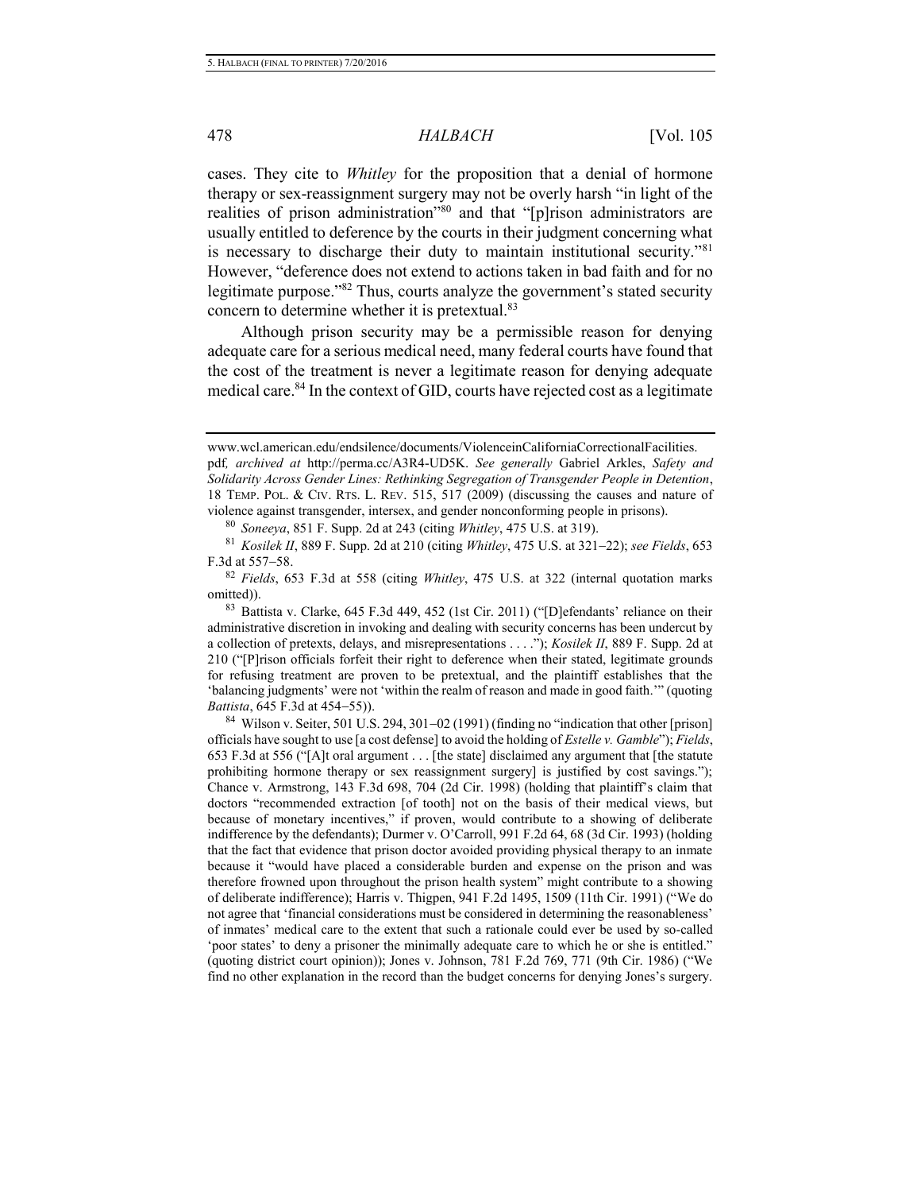cases. They cite to *Whitley* for the proposition that a denial of hormone therapy or sex-reassignment surgery may not be overly harsh "in light of the realities of prison administration"[80] and that "[p]rison administrators are usually entitled to deference by the courts in their judgment concerning what is necessary to discharge their duty to maintain institutional security."[81] However, "deference does not extend to actions taken in bad faith and for no legitimate purpose."[82] Thus, courts analyze the government's stated security concern to determine whether it is pretextual.[83]

Although prison security may be a permissible reason for denying adequate care for a serious medical need, many federal courts have found that the cost of the treatment is never a legitimate reason for denying adequate medical care.[84] In the context of GID, courts have rejected cost as a legitimate

---

www.wcl.american.edu/endsilence/documents/ViolenceinCaliforniaCorrectionalFacilities.pdf, *archived at* http://perma.cc/A3R4-UD5K. *See generally* Gabriel Arkles, *Safety and Solidarity Across Gender Lines: Rethinking Segregation of Transgender People in Detention*, 18 TEMP. POL. & CIV. RTS. L. REV. 515, 517 (2009) (discussing the causes and nature of violence against transgender, intersex, and gender nonconforming people in prisons).

[80] *Soneeya*, 851 F. Supp. 2d at 243 (citing *Whitley*, 475 U.S. at 319).

[81] *Kosilek II*, 889 F. Supp. 2d at 210 (citing *Whitley*, 475 U.S. at 321–22); *see Fields*, 653 F.3d at 557–58.

[82] *Fields*, 653 F.3d at 558 (citing *Whitley*, 475 U.S. at 322 (internal quotation marks omitted)).

[83] Battista v. Clarke, 645 F.3d 449, 452 (1st Cir. 2011) ("[D]efendants' reliance on their administrative discretion in invoking and dealing with security concerns has been undercut by a collection of pretexts, delays, and misrepresentations . . . ."); *Kosilek II*, 889 F. Supp. 2d at 210 ("[P]rison officials forfeit their right to deference when their stated, legitimate grounds for refusing treatment are proven to be pretextual, and the plaintiff establishes that the 'balancing judgments' were not 'within the realm of reason and made in good faith.'" (quoting *Battista*, 645 F.3d at 454–55)).

[84] Wilson v. Seiter, 501 U.S. 294, 301–02 (1991) (finding no "indication that other [prison] officials have sought to use [a cost defense] to avoid the holding of *Estelle v. Gamble*"); *Fields*, 653 F.3d at 556 ("[A]t oral argument . . . [the state] disclaimed any argument that [the statute prohibiting hormone therapy or sex reassignment surgery] is justified by cost savings."); Chance v. Armstrong, 143 F.3d 698, 704 (2d Cir. 1998) (holding that plaintiff's claim that doctors "recommended extraction [of tooth] not on the basis of their medical views, but because of monetary incentives," if proven, would contribute to a showing of deliberate indifference by the defendants); Durmer v. O'Carroll, 991 F.2d 64, 68 (3d Cir. 1993) (holding that the fact that evidence that prison doctor avoided providing physical therapy to an inmate because it "would have placed a considerable burden and expense on the prison and was therefore frowned upon throughout the prison health system" might contribute to a showing of deliberate indifference); Harris v. Thigpen, 941 F.2d 1495, 1509 (11th Cir. 1991) ("We do not agree that 'financial considerations must be considered in determining the reasonableness' of inmates' medical care to the extent that such a rationale could ever be used by so-called 'poor states' to deny a prisoner the minimally adequate care to which he or she is entitled." (quoting district court opinion)); Jones v. Johnson, 781 F.2d 769, 771 (9th Cir. 1986) ("We find no other explanation in the record than the budget concerns for denying Jones's surgery.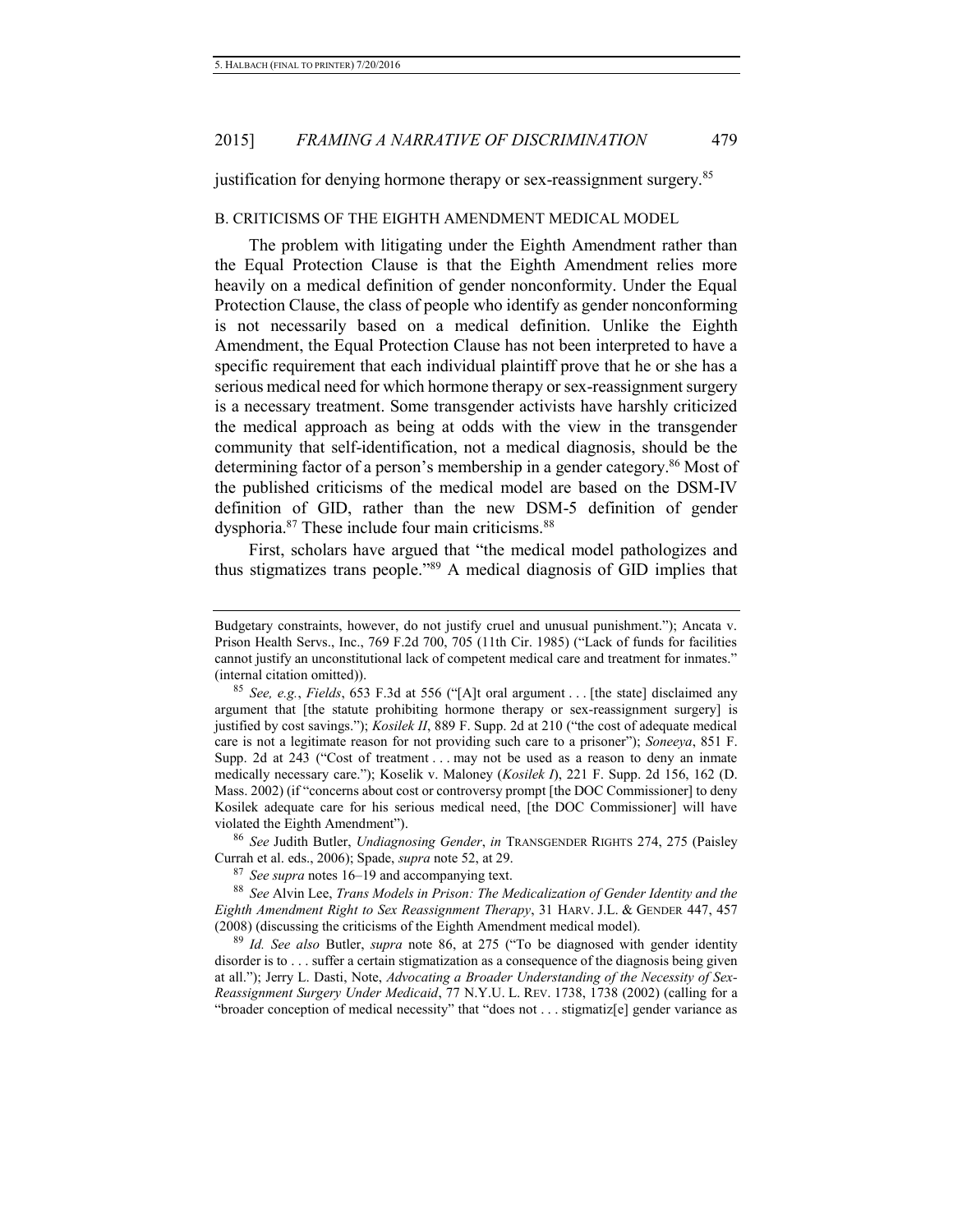justification for denying hormone therapy or sex-reassignment surgery.[85]

### B. CRITICISMS OF THE EIGHTH AMENDMENT MEDICAL MODEL

The problem with litigating under the Eighth Amendment rather than the Equal Protection Clause is that the Eighth Amendment relies more heavily on a medical definition of gender nonconformity. Under the Equal Protection Clause, the class of people who identify as gender nonconforming is not necessarily based on a medical definition. Unlike the Eighth Amendment, the Equal Protection Clause has not been interpreted to have a specific requirement that each individual plaintiff prove that he or she has a serious medical need for which hormone therapy or sex-reassignment surgery is a necessary treatment. Some transgender activists have harshly criticized the medical approach as being at odds with the view in the transgender community that self-identification, not a medical diagnosis, should be the determining factor of a person's membership in a gender category.[86] Most of the published criticisms of the medical model are based on the DSM-IV definition of GID, rather than the new DSM-5 definition of gender dysphoria.[87] These include four main criticisms.[88]

First, scholars have argued that "the medical model pathologizes and thus stigmatizes trans people."[89] A medical diagnosis of GID implies that

---

Budgetary constraints, however, do not justify cruel and unusual punishment."); Ancata v. Prison Health Servs., Inc., 769 F.2d 700, 705 (11th Cir. 1985) ("Lack of funds for facilities cannot justify an unconstitutional lack of competent medical care and treatment for inmates." (internal citation omitted)).

[85] *See, e.g.*, *Fields*, 653 F.3d at 556 ("[A]t oral argument . . . [the state] disclaimed any argument that [the statute prohibiting hormone therapy or sex-reassignment surgery] is justified by cost savings."); *Kosilek II*, 889 F. Supp. 2d at 210 ("the cost of adequate medical care is not a legitimate reason for not providing such care to a prisoner"); *Soneeya*, 851 F. Supp. 2d at 243 ("Cost of treatment . . . may not be used as a reason to deny an inmate medically necessary care."); Koselik v. Maloney (*Kosilek I*), 221 F. Supp. 2d 156, 162 (D. Mass. 2002) (if "concerns about cost or controversy prompt [the DOC Commissioner] to deny Kosilek adequate care for his serious medical need, [the DOC Commissioner] will have violated the Eighth Amendment").

[86] *See* Judith Butler, *Undiagnosing Gender*, *in* TRANSGENDER RIGHTS 274, 275 (Paisley Currah et al. eds., 2006); Spade, *supra* note 52, at 29.

[87] *See supra* notes 16–19 and accompanying text.

[88] *See* Alvin Lee, *Trans Models in Prison: The Medicalization of Gender Identity and the Eighth Amendment Right to Sex Reassignment Therapy*, 31 HARV. J.L. & GENDER 447, 457 (2008) (discussing the criticisms of the Eighth Amendment medical model).

[89] *Id. See also* Butler, *supra* note 86, at 275 ("To be diagnosed with gender identity disorder is to . . . suffer a certain stigmatization as a consequence of the diagnosis being given at all."); Jerry L. Dasti, Note, *Advocating a Broader Understanding of the Necessity of Sex-Reassignment Surgery Under Medicaid*, 77 N.Y.U. L. REV. 1738, 1738 (2002) (calling for a "broader conception of medical necessity" that "does not . . . stigmatiz[e] gender variance as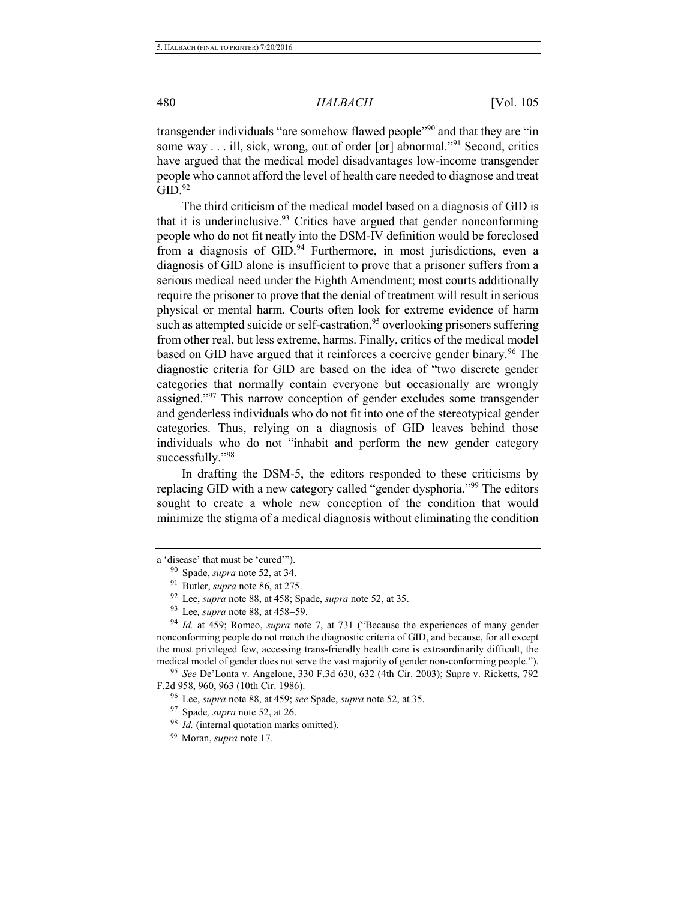transgender individuals "are somehow flawed people"[90] and that they are "in some way . . . ill, sick, wrong, out of order [or] abnormal."[91] Second, critics have argued that the medical model disadvantages low-income transgender people who cannot afford the level of health care needed to diagnose and treat GID.[92]

The third criticism of the medical model based on a diagnosis of GID is that it is underinclusive.[93] Critics have argued that gender nonconforming people who do not fit neatly into the DSM-IV definition would be foreclosed from a diagnosis of GID.[94] Furthermore, in most jurisdictions, even a diagnosis of GID alone is insufficient to prove that a prisoner suffers from a serious medical need under the Eighth Amendment; most courts additionally require the prisoner to prove that the denial of treatment will result in serious physical or mental harm. Courts often look for extreme evidence of harm such as attempted suicide or self-castration,[95] overlooking prisoners suffering from other real, but less extreme, harms. Finally, critics of the medical model based on GID have argued that it reinforces a coercive gender binary.[96] The diagnostic criteria for GID are based on the idea of "two discrete gender categories that normally contain everyone but occasionally are wrongly assigned."[97] This narrow conception of gender excludes some transgender and genderless individuals who do not fit into one of the stereotypical gender categories. Thus, relying on a diagnosis of GID leaves behind those individuals who do not "inhabit and perform the new gender category successfully."[98]

In drafting the DSM-5, the editors responded to these criticisms by replacing GID with a new category called "gender dysphoria."[99] The editors sought to create a whole new conception of the condition that would minimize the stigma of a medical diagnosis without eliminating the condition

---

a 'disease' that must be 'cured'").

[90] Spade, *supra* note 52, at 34.

[91] Butler, *supra* note 86, at 275.

[92] Lee, *supra* note 88, at 458; Spade, *supra* note 52, at 35.

[93] Lee*, supra* note 88, at 458–59.

[94] *Id.* at 459; Romeo, *supra* note 7, at 731 ("Because the experiences of many gender nonconforming people do not match the diagnostic criteria of GID, and because, for all except the most privileged few, accessing trans-friendly health care is extraordinarily difficult, the medical model of gender does not serve the vast majority of gender non-conforming people.").

[95] *See* De'Lonta v. Angelone, 330 F.3d 630, 632 (4th Cir. 2003); Supre v. Ricketts, 792 F.2d 958, 960, 963 (10th Cir. 1986).

[96] Lee, *supra* note 88, at 459; *see* Spade, *supra* note 52, at 35.

[97] Spade*, supra* note 52, at 26.

[98] *Id.* (internal quotation marks omitted).

[99] Moran, *supra* note 17.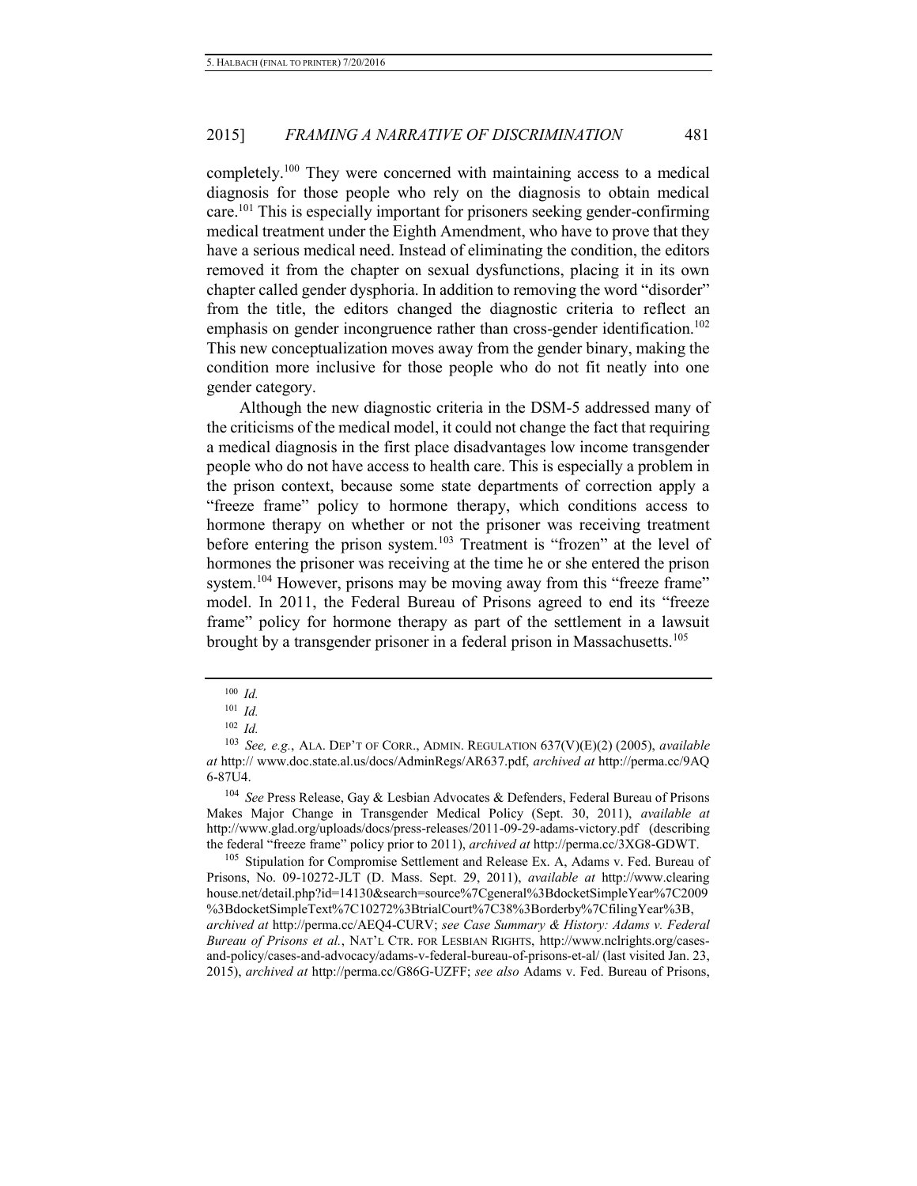completely.[100] They were concerned with maintaining access to a medical diagnosis for those people who rely on the diagnosis to obtain medical care.[101] This is especially important for prisoners seeking gender-confirming medical treatment under the Eighth Amendment, who have to prove that they have a serious medical need. Instead of eliminating the condition, the editors removed it from the chapter on sexual dysfunctions, placing it in its own chapter called gender dysphoria. In addition to removing the word "disorder" from the title, the editors changed the diagnostic criteria to reflect an emphasis on gender incongruence rather than cross-gender identification.[102] This new conceptualization moves away from the gender binary, making the condition more inclusive for those people who do not fit neatly into one gender category.

Although the new diagnostic criteria in the DSM-5 addressed many of the criticisms of the medical model, it could not change the fact that requiring a medical diagnosis in the first place disadvantages low income transgender people who do not have access to health care. This is especially a problem in the prison context, because some state departments of correction apply a "freeze frame" policy to hormone therapy, which conditions access to hormone therapy on whether or not the prisoner was receiving treatment before entering the prison system.[103] Treatment is "frozen" at the level of hormones the prisoner was receiving at the time he or she entered the prison system.[104] However, prisons may be moving away from this "freeze frame" model. In 2011, the Federal Bureau of Prisons agreed to end its "freeze frame" policy for hormone therapy as part of the settlement in a lawsuit brought by a transgender prisoner in a federal prison in Massachusetts.[105]

---

[100] *Id.*

[101] *Id.*

[102] *Id.*

[103] *See, e.g.*, ALA. DEP'T OF CORR., ADMIN. REGULATION 637(V)(E)(2) (2005), *available at* http:// www.doc.state.al.us/docs/AdminRegs/AR637.pdf, *archived at* http://perma.cc/9AQ6-87U4.

[104] *See* Press Release, Gay & Lesbian Advocates & Defenders, Federal Bureau of Prisons Makes Major Change in Transgender Medical Policy (Sept. 30, 2011), *available at* http://www.glad.org/uploads/docs/press-releases/2011-09-29-adams-victory.pdf (describing the federal "freeze frame" policy prior to 2011), *archived at* http://perma.cc/3XG8-GDWT.

[105] Stipulation for Compromise Settlement and Release Ex. A, Adams v. Fed. Bureau of Prisons, No. 09-10272-JLT (D. Mass. Sept. 29, 2011), *available at* http://www.clearinghouse.net/detail.php?id=14130&search=source%7Cgeneral%3BdocketSimpleYear%7C2009%3BdocketSimpleText%7C10272%3BtrialCourt%7C38%3Borderby%7CfilingYear%3B, *archived at* http://perma.cc/AEQ4-CURV; *see Case Summary & History: Adams v. Federal Bureau of Prisons et al.*, NAT'L CTR. FOR LESBIAN RIGHTS, http://www.nclrights.org/cases-and-policy/cases-and-advocacy/adams-v-federal-bureau-of-prisons-et-al/ (last visited Jan. 23, 2015), *archived at* http://perma.cc/G86G-UZFF; *see also* Adams v. Fed. Bureau of Prisons,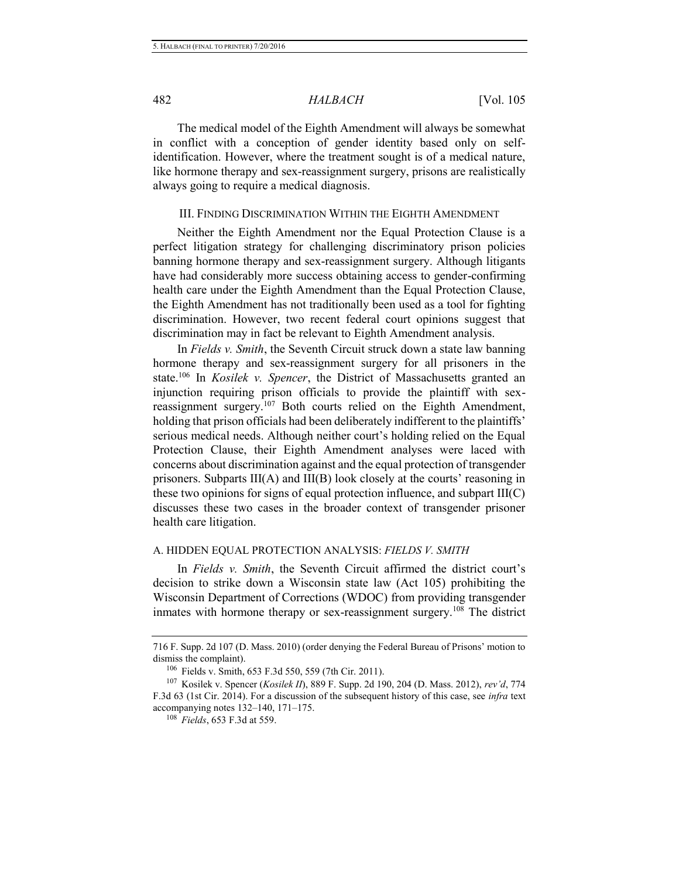The medical model of the Eighth Amendment will always be somewhat in conflict with a conception of gender identity based only on self-identification. However, where the treatment sought is of a medical nature, like hormone therapy and sex-reassignment surgery, prisons are realistically always going to require a medical diagnosis.

## III. Finding Discrimination Within the Eighth Amendment

Neither the Eighth Amendment nor the Equal Protection Clause is a perfect litigation strategy for challenging discriminatory prison policies banning hormone therapy and sex-reassignment surgery. Although litigants have had considerably more success obtaining access to gender-confirming health care under the Eighth Amendment than the Equal Protection Clause, the Eighth Amendment has not traditionally been used as a tool for fighting discrimination. However, two recent federal court opinions suggest that discrimination may in fact be relevant to Eighth Amendment analysis.

In *Fields v. Smith*, the Seventh Circuit struck down a state law banning hormone therapy and sex-reassignment surgery for all prisoners in the state.[106] In *Kosilek v. Spencer*, the District of Massachusetts granted an injunction requiring prison officials to provide the plaintiff with sex-reassignment surgery.[107] Both courts relied on the Eighth Amendment, holding that prison officials had been deliberately indifferent to the plaintiffs' serious medical needs. Although neither court's holding relied on the Equal Protection Clause, their Eighth Amendment analyses were laced with concerns about discrimination against and the equal protection of transgender prisoners. Subparts III(A) and III(B) look closely at the courts' reasoning in these two opinions for signs of equal protection influence, and subpart III(C) discusses these two cases in the broader context of transgender prisoner health care litigation.

### A. Hidden Equal Protection Analysis: *Fields v. Smith*

In *Fields v. Smith*, the Seventh Circuit affirmed the district court's decision to strike down a Wisconsin state law (Act 105) prohibiting the Wisconsin Department of Corrections (WDOC) from providing transgender inmates with hormone therapy or sex-reassignment surgery.[108] The district

---

716 F. Supp. 2d 107 (D. Mass. 2010) (order denying the Federal Bureau of Prisons' motion to dismiss the complaint).

[106] Fields v. Smith, 653 F.3d 550, 559 (7th Cir. 2011).

[107] Kosilek v. Spencer (*Kosilek II*), 889 F. Supp. 2d 190, 204 (D. Mass. 2012), *rev'd*, 774 F.3d 63 (1st Cir. 2014). For a discussion of the subsequent history of this case, see *infra* text accompanying notes 132–140, 171–175.

[108] *Fields*, 653 F.3d at 559.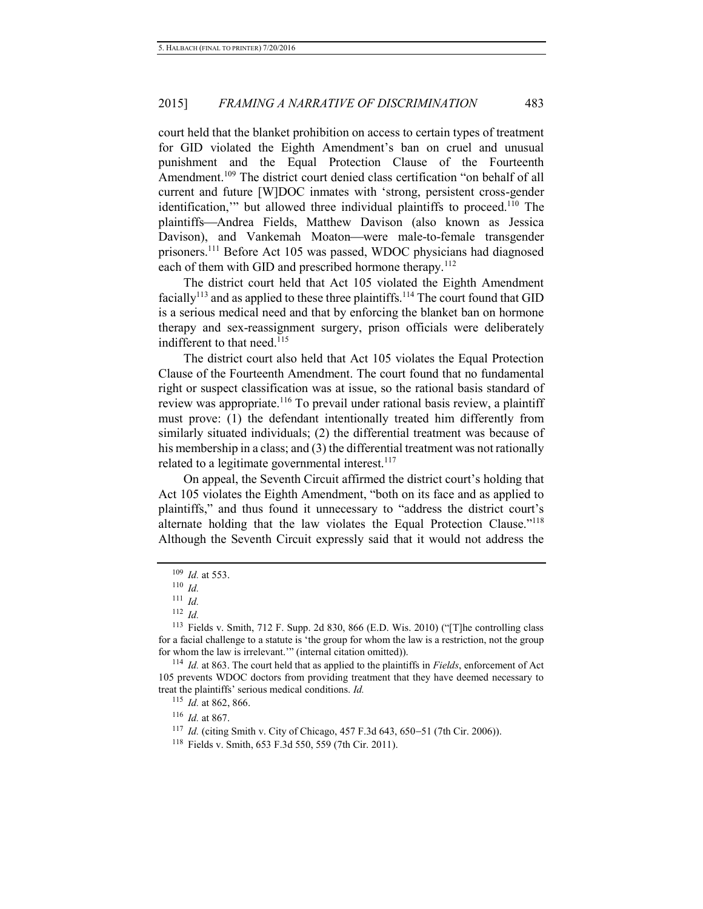court held that the blanket prohibition on access to certain types of treatment for GID violated the Eighth Amendment's ban on cruel and unusual punishment and the Equal Protection Clause of the Fourteenth Amendment.[109] The district court denied class certification "on behalf of all current and future [W]DOC inmates with 'strong, persistent cross-gender identification,'" but allowed three individual plaintiffs to proceed.[110] The plaintiffs—Andrea Fields, Matthew Davison (also known as Jessica Davison), and Vankemah Moaton—were male-to-female transgender prisoners.[111] Before Act 105 was passed, WDOC physicians had diagnosed each of them with GID and prescribed hormone therapy.[112]

The district court held that Act 105 violated the Eighth Amendment facially[113] and as applied to these three plaintiffs.[114] The court found that GID is a serious medical need and that by enforcing the blanket ban on hormone therapy and sex-reassignment surgery, prison officials were deliberately indifferent to that need.[115]

The district court also held that Act 105 violates the Equal Protection Clause of the Fourteenth Amendment. The court found that no fundamental right or suspect classification was at issue, so the rational basis standard of review was appropriate.[116] To prevail under rational basis review, a plaintiff must prove: (1) the defendant intentionally treated him differently from similarly situated individuals; (2) the differential treatment was because of his membership in a class; and (3) the differential treatment was not rationally related to a legitimate governmental interest.[117]

On appeal, the Seventh Circuit affirmed the district court's holding that Act 105 violates the Eighth Amendment, "both on its face and as applied to plaintiffs," and thus found it unnecessary to "address the district court's alternate holding that the law violates the Equal Protection Clause."[118] Although the Seventh Circuit expressly said that it would not address the

---

[109] *Id.* at 553.

[110] *Id.*

[111] *Id.*

[112] *Id.*

[113] Fields v. Smith, 712 F. Supp. 2d 830, 866 (E.D. Wis. 2010) ("[T]he controlling class for a facial challenge to a statute is 'the group for whom the law is a restriction, not the group for whom the law is irrelevant.'" (internal citation omitted)).

[114] *Id.* at 863. The court held that as applied to the plaintiffs in *Fields*, enforcement of Act 105 prevents WDOC doctors from providing treatment that they have deemed necessary to treat the plaintiffs' serious medical conditions. *Id.*

[115] *Id.* at 862, 866.

[116] *Id.* at 867.

[117] *Id.* (citing Smith v. City of Chicago, 457 F.3d 643, 650−51 (7th Cir. 2006)).

[118] Fields v. Smith, 653 F.3d 550, 559 (7th Cir. 2011).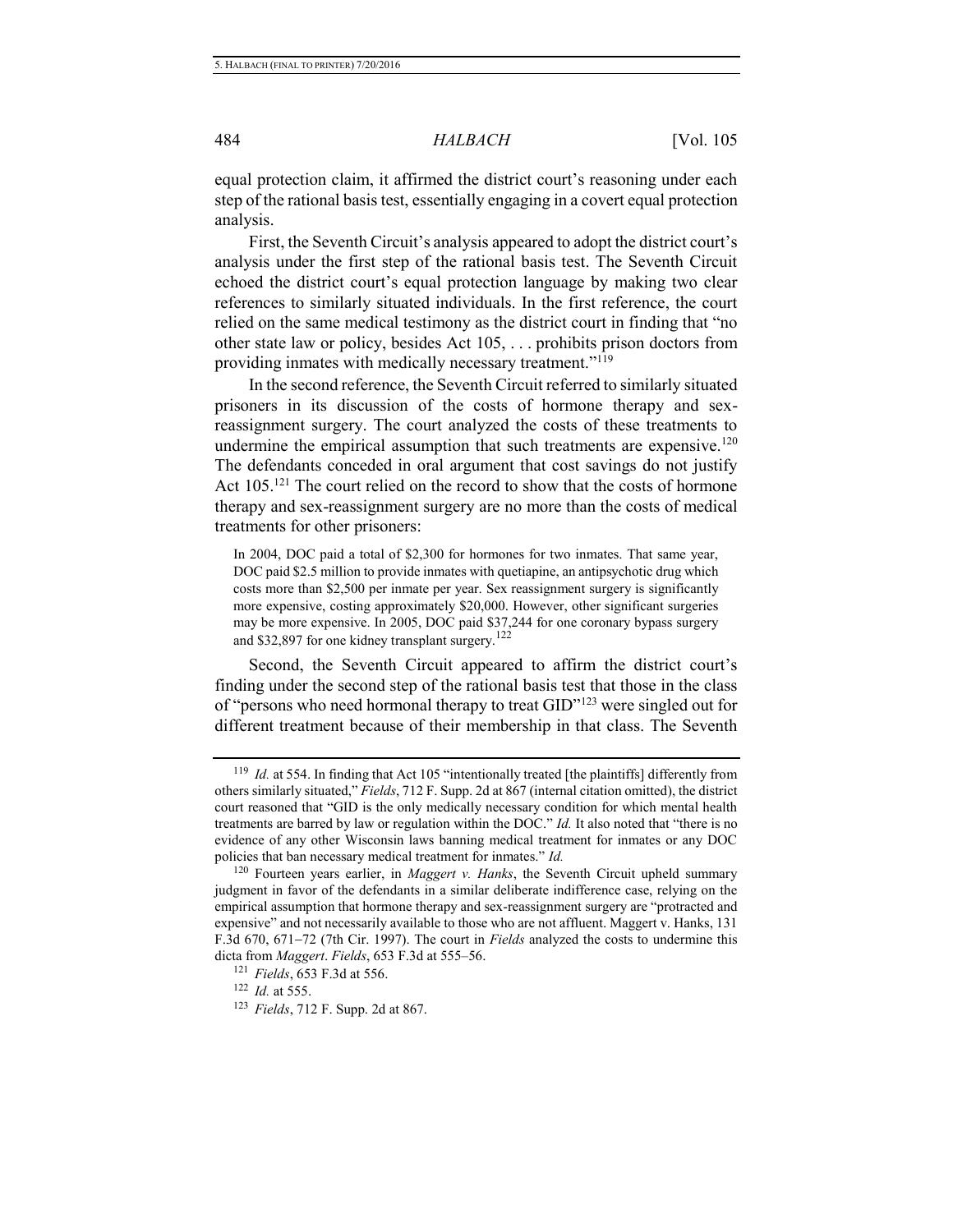equal protection claim, it affirmed the district court's reasoning under each step of the rational basis test, essentially engaging in a covert equal protection analysis.

First, the Seventh Circuit's analysis appeared to adopt the district court's analysis under the first step of the rational basis test. The Seventh Circuit echoed the district court's equal protection language by making two clear references to similarly situated individuals. In the first reference, the court relied on the same medical testimony as the district court in finding that "no other state law or policy, besides Act 105, . . . prohibits prison doctors from providing inmates with medically necessary treatment."[119]

In the second reference, the Seventh Circuit referred to similarly situated prisoners in its discussion of the costs of hormone therapy and sex-reassignment surgery. The court analyzed the costs of these treatments to undermine the empirical assumption that such treatments are expensive.[120] The defendants conceded in oral argument that cost savings do not justify Act 105.[121] The court relied on the record to show that the costs of hormone therapy and sex-reassignment surgery are no more than the costs of medical treatments for other prisoners:

> In 2004, DOC paid a total of $2,300 for hormones for two inmates. That same year, DOC paid $2.5 million to provide inmates with quetiapine, an antipsychotic drug which costs more than $2,500 per inmate per year. Sex reassignment surgery is significantly more expensive, costing approximately $20,000. However, other significant surgeries may be more expensive. In 2005, DOC paid $37,244 for one coronary bypass surgery and $32,897 for one kidney transplant surgery.[122]

Second, the Seventh Circuit appeared to affirm the district court's finding under the second step of the rational basis test that those in the class of "persons who need hormonal therapy to treat GID"[123] were singled out for different treatment because of their membership in that class. The Seventh

---

[119] *Id.* at 554. In finding that Act 105 "intentionally treated [the plaintiffs] differently from others similarly situated," *Fields*, 712 F. Supp. 2d at 867 (internal citation omitted), the district court reasoned that "GID is the only medically necessary condition for which mental health treatments are barred by law or regulation within the DOC." *Id.* It also noted that "there is no evidence of any other Wisconsin laws banning medical treatment for inmates or any DOC policies that ban necessary medical treatment for inmates." *Id.*

[120] Fourteen years earlier, in *Maggert v. Hanks*, the Seventh Circuit upheld summary judgment in favor of the defendants in a similar deliberate indifference case, relying on the empirical assumption that hormone therapy and sex-reassignment surgery are "protracted and expensive" and not necessarily available to those who are not affluent. Maggert v. Hanks, 131 F.3d 670, 671–72 (7th Cir. 1997). The court in *Fields* analyzed the costs to undermine this dicta from *Maggert*. *Fields*, 653 F.3d at 555–56.

[121] *Fields*, 653 F.3d at 556.

[122] *Id.* at 555.

[123] *Fields*, 712 F. Supp. 2d at 867.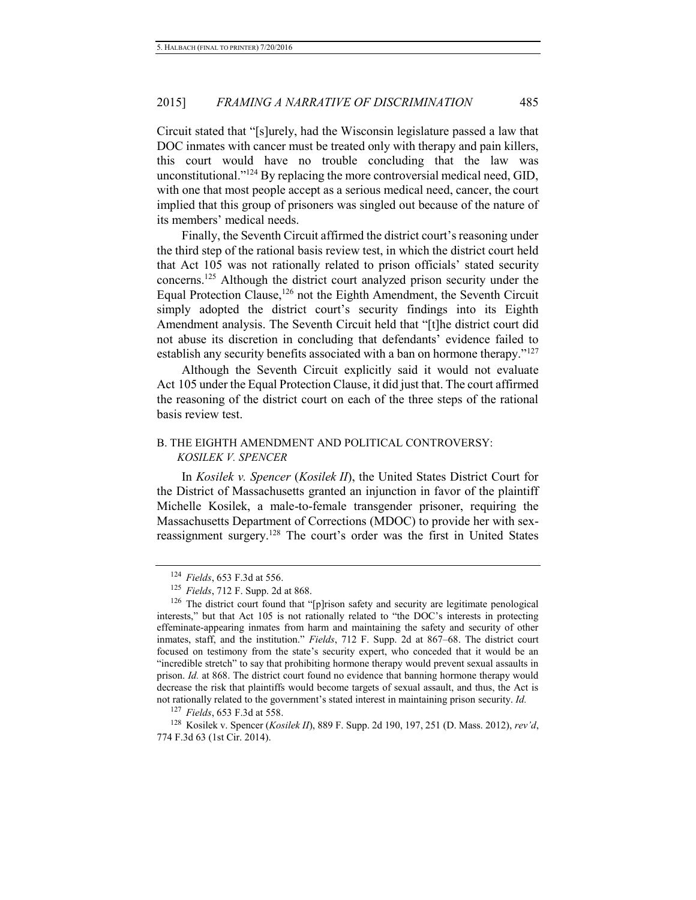Circuit stated that "[s]urely, had the Wisconsin legislature passed a law that DOC inmates with cancer must be treated only with therapy and pain killers, this court would have no trouble concluding that the law was unconstitutional."[124] By replacing the more controversial medical need, GID, with one that most people accept as a serious medical need, cancer, the court implied that this group of prisoners was singled out because of the nature of its members' medical needs.

Finally, the Seventh Circuit affirmed the district court's reasoning under the third step of the rational basis review test, in which the district court held that Act 105 was not rationally related to prison officials' stated security concerns.[125] Although the district court analyzed prison security under the Equal Protection Clause,[126] not the Eighth Amendment, the Seventh Circuit simply adopted the district court's security findings into its Eighth Amendment analysis. The Seventh Circuit held that "[t]he district court did not abuse its discretion in concluding that defendants' evidence failed to establish any security benefits associated with a ban on hormone therapy."[127]

Although the Seventh Circuit explicitly said it would not evaluate Act 105 under the Equal Protection Clause, it did just that. The court affirmed the reasoning of the district court on each of the three steps of the rational basis review test.

### B. THE EIGHTH AMENDMENT AND POLITICAL CONTROVERSY: *KOSILEK V. SPENCER*

In *Kosilek v. Spencer* (*Kosilek II*), the United States District Court for the District of Massachusetts granted an injunction in favor of the plaintiff Michelle Kosilek, a male-to-female transgender prisoner, requiring the Massachusetts Department of Corrections (MDOC) to provide her with sex-reassignment surgery.[128] The court's order was the first in United States

---

[124] *Fields*, 653 F.3d at 556.

[125] *Fields*, 712 F. Supp. 2d at 868.

[126] The district court found that "[p]rison safety and security are legitimate penological interests," but that Act 105 is not rationally related to "the DOC's interests in protecting effeminate-appearing inmates from harm and maintaining the safety and security of other inmates, staff, and the institution." *Fields*, 712 F. Supp. 2d at 867–68. The district court focused on testimony from the state's security expert, who conceded that it would be an "incredible stretch" to say that prohibiting hormone therapy would prevent sexual assaults in prison. *Id.* at 868. The district court found no evidence that banning hormone therapy would decrease the risk that plaintiffs would become targets of sexual assault, and thus, the Act is not rationally related to the government's stated interest in maintaining prison security. *Id.*

[127] *Fields*, 653 F.3d at 558.

[128] Kosilek v. Spencer (*Kosilek II*), 889 F. Supp. 2d 190, 197, 251 (D. Mass. 2012), *rev'd*, 774 F.3d 63 (1st Cir. 2014).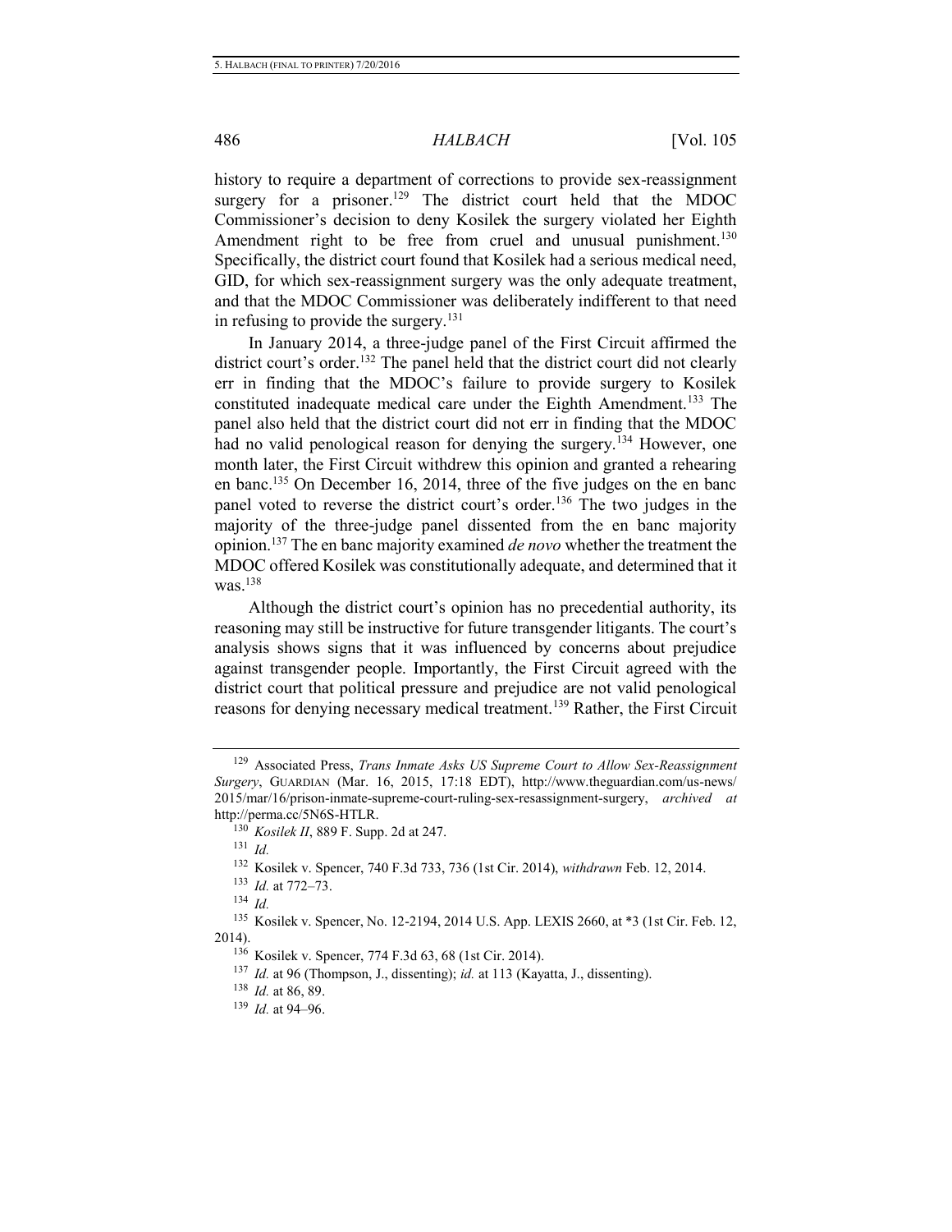history to require a department of corrections to provide sex-reassignment surgery for a prisoner.[129] The district court held that the MDOC Commissioner's decision to deny Kosilek the surgery violated her Eighth Amendment right to be free from cruel and unusual punishment.[130] Specifically, the district court found that Kosilek had a serious medical need, GID, for which sex-reassignment surgery was the only adequate treatment, and that the MDOC Commissioner was deliberately indifferent to that need in refusing to provide the surgery.[131]

In January 2014, a three-judge panel of the First Circuit affirmed the district court's order.[132] The panel held that the district court did not clearly err in finding that the MDOC's failure to provide surgery to Kosilek constituted inadequate medical care under the Eighth Amendment.[133] The panel also held that the district court did not err in finding that the MDOC had no valid penological reason for denying the surgery.[134] However, one month later, the First Circuit withdrew this opinion and granted a rehearing en banc.[135] On December 16, 2014, three of the five judges on the en banc panel voted to reverse the district court's order.[136] The two judges in the majority of the three-judge panel dissented from the en banc majority opinion.[137] The en banc majority examined *de novo* whether the treatment the MDOC offered Kosilek was constitutionally adequate, and determined that it was.[138]

Although the district court's opinion has no precedential authority, its reasoning may still be instructive for future transgender litigants. The court's analysis shows signs that it was influenced by concerns about prejudice against transgender people. Importantly, the First Circuit agreed with the district court that political pressure and prejudice are not valid penological reasons for denying necessary medical treatment.[139] Rather, the First Circuit

---

[129] Associated Press, *Trans Inmate Asks US Supreme Court to Allow Sex-Reassignment Surgery*, GUARDIAN (Mar. 16, 2015, 17:18 EDT), http://www.theguardian.com/us-news/2015/mar/16/prison-inmate-supreme-court-ruling-sex-resassignment-surgery, *archived at* http://perma.cc/5N6S-HTLR.

[130] *Kosilek II*, 889 F. Supp. 2d at 247.

[131] *Id.*

[132] Kosilek v. Spencer, 740 F.3d 733, 736 (1st Cir. 2014), *withdrawn* Feb. 12, 2014.

[133] *Id.* at 772–73.

[134] *Id.*

[135] Kosilek v. Spencer, No. 12-2194, 2014 U.S. App. LEXIS 2660, at *3 (1st Cir. Feb. 12, 2014).

[136] Kosilek v. Spencer, 774 F.3d 63, 68 (1st Cir. 2014).

[137] *Id.* at 96 (Thompson, J., dissenting); *id.* at 113 (Kayatta, J., dissenting).

[138] *Id.* at 86, 89.

[139] *Id.* at 94–96.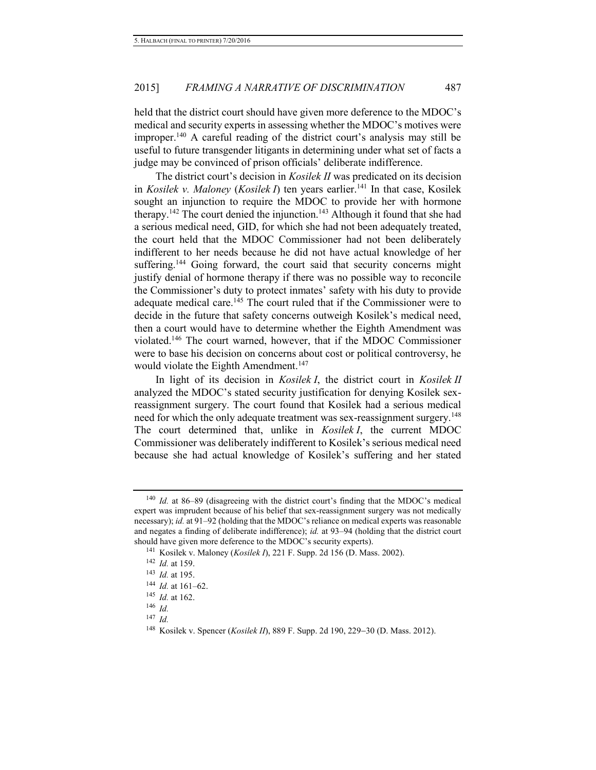held that the district court should have given more deference to the MDOC's medical and security experts in assessing whether the MDOC's motives were improper.[140] A careful reading of the district court's analysis may still be useful to future transgender litigants in determining under what set of facts a judge may be convinced of prison officials' deliberate indifference.

The district court's decision in *Kosilek II* was predicated on its decision in *Kosilek v. Maloney* (*Kosilek I*) ten years earlier.[141] In that case, Kosilek sought an injunction to require the MDOC to provide her with hormone therapy.[142] The court denied the injunction.[143] Although it found that she had a serious medical need, GID, for which she had not been adequately treated, the court held that the MDOC Commissioner had not been deliberately indifferent to her needs because he did not have actual knowledge of her suffering.[144] Going forward, the court said that security concerns might justify denial of hormone therapy if there was no possible way to reconcile the Commissioner's duty to protect inmates' safety with his duty to provide adequate medical care.[145] The court ruled that if the Commissioner were to decide in the future that safety concerns outweigh Kosilek's medical need, then a court would have to determine whether the Eighth Amendment was violated.[146] The court warned, however, that if the MDOC Commissioner were to base his decision on concerns about cost or political controversy, he would violate the Eighth Amendment.[147]

In light of its decision in *Kosilek I*, the district court in *Kosilek II* analyzed the MDOC's stated security justification for denying Kosilek sex-reassignment surgery. The court found that Kosilek had a serious medical need for which the only adequate treatment was sex-reassignment surgery.[148] The court determined that, unlike in *Kosilek I*, the current MDOC Commissioner was deliberately indifferent to Kosilek's serious medical need because she had actual knowledge of Kosilek's suffering and her stated

---

[140] *Id.* at 86–89 (disagreeing with the district court's finding that the MDOC's medical expert was imprudent because of his belief that sex-reassignment surgery was not medically necessary); *id.* at 91–92 (holding that the MDOC's reliance on medical experts was reasonable and negates a finding of deliberate indifference); *id.* at 93–94 (holding that the district court should have given more deference to the MDOC's security experts).

[141] Kosilek v. Maloney (*Kosilek I*), 221 F. Supp. 2d 156 (D. Mass. 2002).

[142] *Id.* at 159.

[143] *Id.* at 195.

[144] *Id.* at 161–62.

[145] *Id.* at 162.

[146] *Id.*

[147] *Id.*

[148] Kosilek v. Spencer (*Kosilek II*), 889 F. Supp. 2d 190, 229–30 (D. Mass. 2012).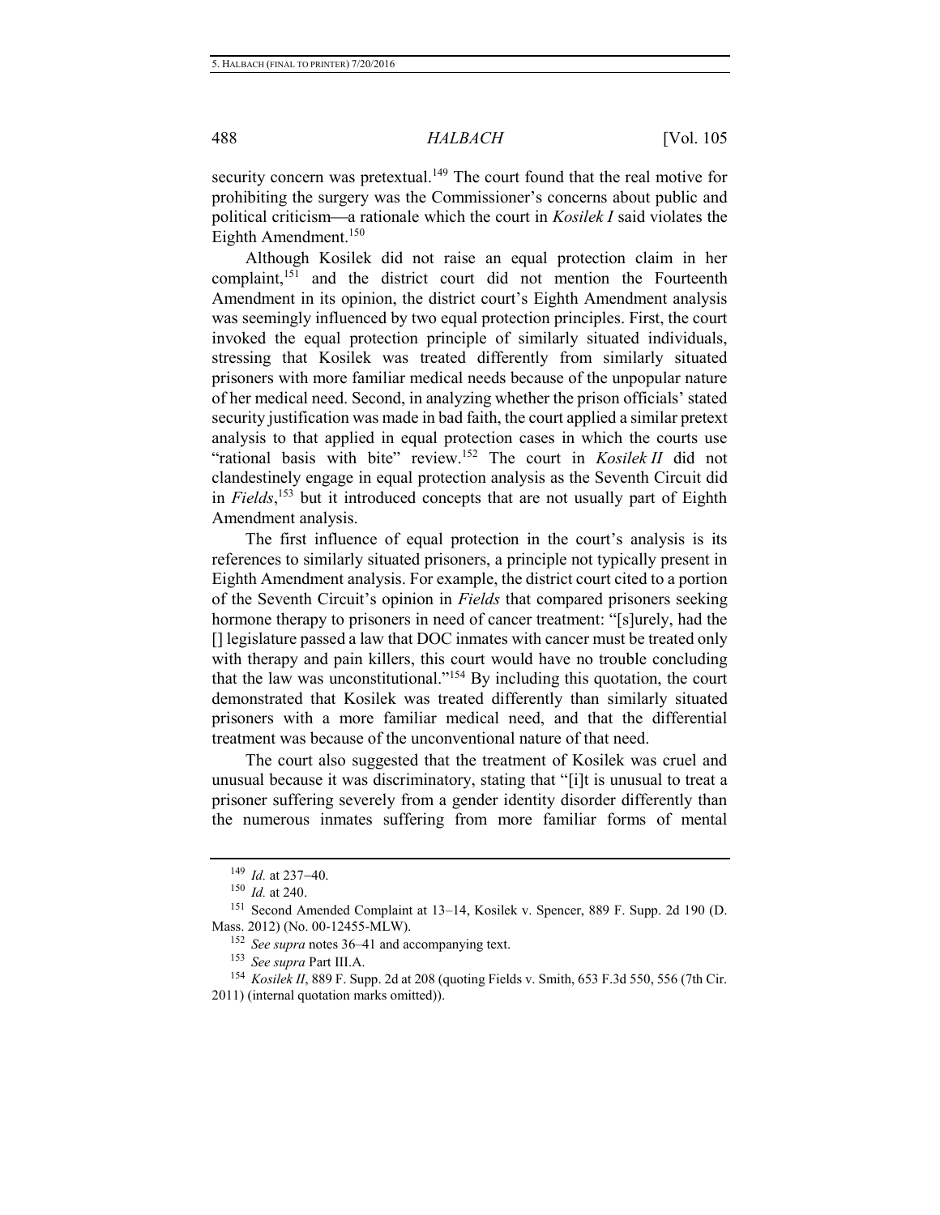security concern was pretextual.[149] The court found that the real motive for prohibiting the surgery was the Commissioner's concerns about public and political criticism—a rationale which the court in *Kosilek I* said violates the Eighth Amendment.[150]

Although Kosilek did not raise an equal protection claim in her complaint,[151] and the district court did not mention the Fourteenth Amendment in its opinion, the district court's Eighth Amendment analysis was seemingly influenced by two equal protection principles. First, the court invoked the equal protection principle of similarly situated individuals, stressing that Kosilek was treated differently from similarly situated prisoners with more familiar medical needs because of the unpopular nature of her medical need. Second, in analyzing whether the prison officials' stated security justification was made in bad faith, the court applied a similar pretext analysis to that applied in equal protection cases in which the courts use "rational basis with bite" review.[152] The court in *Kosilek II* did not clandestinely engage in equal protection analysis as the Seventh Circuit did in *Fields*,[153] but it introduced concepts that are not usually part of Eighth Amendment analysis.

The first influence of equal protection in the court's analysis is its references to similarly situated prisoners, a principle not typically present in Eighth Amendment analysis. For example, the district court cited to a portion of the Seventh Circuit's opinion in *Fields* that compared prisoners seeking hormone therapy to prisoners in need of cancer treatment: "[s]urely, had the [] legislature passed a law that DOC inmates with cancer must be treated only with therapy and pain killers, this court would have no trouble concluding that the law was unconstitutional."[154] By including this quotation, the court demonstrated that Kosilek was treated differently than similarly situated prisoners with a more familiar medical need, and that the differential treatment was because of the unconventional nature of that need.

The court also suggested that the treatment of Kosilek was cruel and unusual because it was discriminatory, stating that "[i]t is unusual to treat a prisoner suffering severely from a gender identity disorder differently than the numerous inmates suffering from more familiar forms of mental

---

[149] *Id.* at 237–40.

[150] *Id.* at 240.

[151] Second Amended Complaint at 13–14, Kosilek v. Spencer, 889 F. Supp. 2d 190 (D. Mass. 2012) (No. 00-12455-MLW).

[152] *See supra* notes 36–41 and accompanying text.

[153] *See supra* Part III.A.

[154] *Kosilek II*, 889 F. Supp. 2d at 208 (quoting Fields v. Smith, 653 F.3d 550, 556 (7th Cir. 2011) (internal quotation marks omitted)).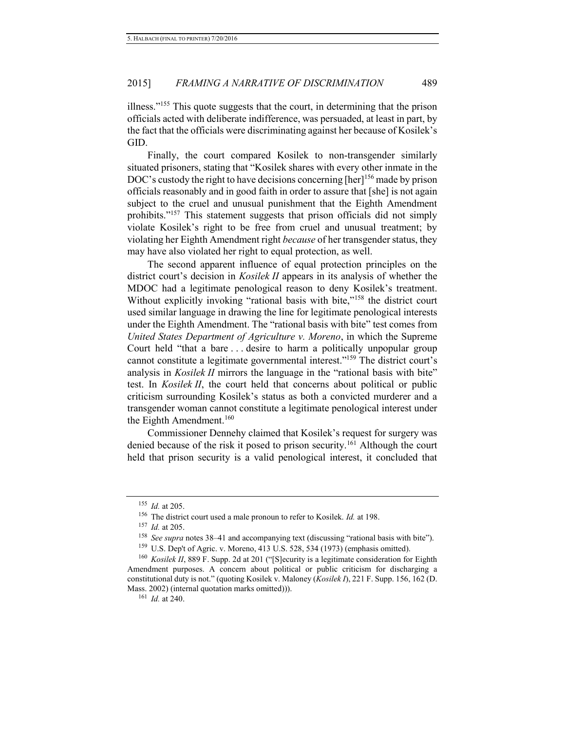illness."[155] This quote suggests that the court, in determining that the prison officials acted with deliberate indifference, was persuaded, at least in part, by the fact that the officials were discriminating against her because of Kosilek's GID.

Finally, the court compared Kosilek to non-transgender similarly situated prisoners, stating that "Kosilek shares with every other inmate in the DOC's custody the right to have decisions concerning [her][156] made by prison officials reasonably and in good faith in order to assure that [she] is not again subject to the cruel and unusual punishment that the Eighth Amendment prohibits."[157] This statement suggests that prison officials did not simply violate Kosilek's right to be free from cruel and unusual treatment; by violating her Eighth Amendment right *because* of her transgender status, they may have also violated her right to equal protection, as well.

The second apparent influence of equal protection principles on the district court's decision in *Kosilek II* appears in its analysis of whether the MDOC had a legitimate penological reason to deny Kosilek's treatment. Without explicitly invoking "rational basis with bite,"[158] the district court used similar language in drawing the line for legitimate penological interests under the Eighth Amendment. The "rational basis with bite" test comes from *United States Department of Agriculture v. Moreno*, in which the Supreme Court held "that a bare . . . desire to harm a politically unpopular group cannot constitute a legitimate governmental interest."[159] The district court's analysis in *Kosilek II* mirrors the language in the "rational basis with bite" test. In *Kosilek II*, the court held that concerns about political or public criticism surrounding Kosilek's status as both a convicted murderer and a transgender woman cannot constitute a legitimate penological interest under the Eighth Amendment.[160]

Commissioner Dennehy claimed that Kosilek's request for surgery was denied because of the risk it posed to prison security.[161] Although the court held that prison security is a valid penological interest, it concluded that

---

155 *Id.* at 205.

156 The district court used a male pronoun to refer to Kosilek. *Id.* at 198.

157 *Id.* at 205.

158 *See supra* notes 38–41 and accompanying text (discussing "rational basis with bite").

159 U.S. Dep't of Agric. v. Moreno, 413 U.S. 528, 534 (1973) (emphasis omitted).

160 *Kosilek II*, 889 F. Supp. 2d at 201 ("[S]ecurity is a legitimate consideration for Eighth Amendment purposes. A concern about political or public criticism for discharging a constitutional duty is not." (quoting Kosilek v. Maloney (*Kosilek I*), 221 F. Supp. 156, 162 (D. Mass. 2002) (internal quotation marks omitted))).

161 *Id.* at 240.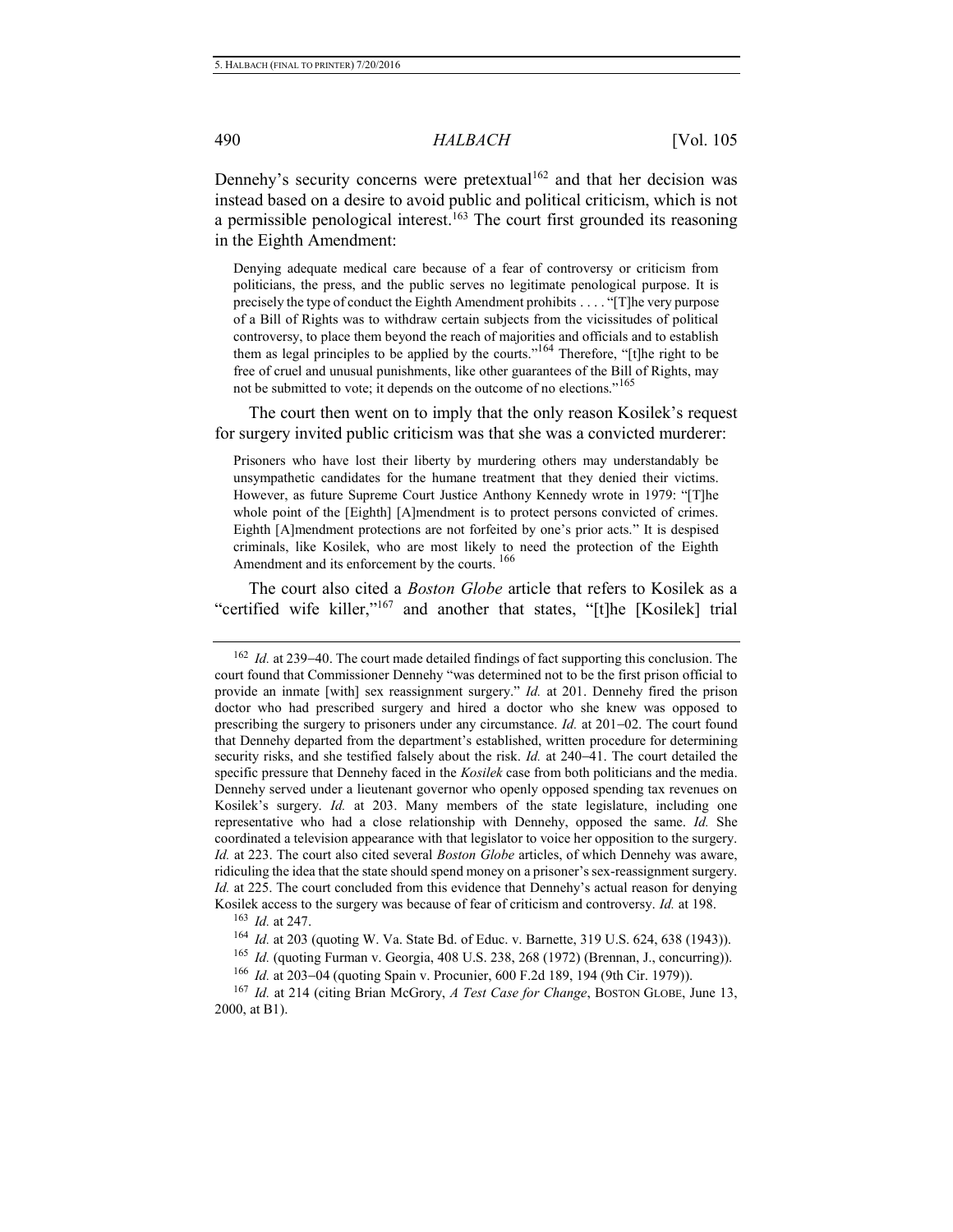Dennehy's security concerns were pretextual[162] and that her decision was instead based on a desire to avoid public and political criticism, which is not a permissible penological interest.[163] The court first grounded its reasoning in the Eighth Amendment:

> Denying adequate medical care because of a fear of controversy or criticism from politicians, the press, and the public serves no legitimate penological purpose. It is precisely the type of conduct the Eighth Amendment prohibits . . . . "[T]he very purpose of a Bill of Rights was to withdraw certain subjects from the vicissitudes of political controversy, to place them beyond the reach of majorities and officials and to establish them as legal principles to be applied by the courts."[164] Therefore, "[t]he right to be free of cruel and unusual punishments, like other guarantees of the Bill of Rights, may not be submitted to vote; it depends on the outcome of no elections."[165]

The court then went on to imply that the only reason Kosilek's request for surgery invited public criticism was that she was a convicted murderer:

> Prisoners who have lost their liberty by murdering others may understandably be unsympathetic candidates for the humane treatment that they denied their victims. However, as future Supreme Court Justice Anthony Kennedy wrote in 1979: "[T]he whole point of the [Eighth] [A]mendment is to protect persons convicted of crimes. Eighth [A]mendment protections are not forfeited by one's prior acts." It is despised criminals, like Kosilek, who are most likely to need the protection of the Eighth Amendment and its enforcement by the courts. [166]

The court also cited a *Boston Globe* article that refers to Kosilek as a "certified wife killer,"[167] and another that states, "[t]he [Kosilek] trial

---

[162] *Id.* at 239–40. The court made detailed findings of fact supporting this conclusion. The court found that Commissioner Dennehy "was determined not to be the first prison official to provide an inmate [with] sex reassignment surgery." *Id.* at 201. Dennehy fired the prison doctor who had prescribed surgery and hired a doctor who she knew was opposed to prescribing the surgery to prisoners under any circumstance. *Id.* at 201–02. The court found that Dennehy departed from the department's established, written procedure for determining security risks, and she testified falsely about the risk. *Id.* at 240–41. The court detailed the specific pressure that Dennehy faced in the *Kosilek* case from both politicians and the media. Dennehy served under a lieutenant governor who openly opposed spending tax revenues on Kosilek's surgery. *Id.* at 203. Many members of the state legislature, including one representative who had a close relationship with Dennehy, opposed the same. *Id.* She coordinated a television appearance with that legislator to voice her opposition to the surgery. *Id.* at 223. The court also cited several *Boston Globe* articles, of which Dennehy was aware, ridiculing the idea that the state should spend money on a prisoner's sex-reassignment surgery. *Id.* at 225. The court concluded from this evidence that Dennehy's actual reason for denying Kosilek access to the surgery was because of fear of criticism and controversy. *Id.* at 198.

[163] *Id.* at 247.

[164] *Id.* at 203 (quoting W. Va. State Bd. of Educ. v. Barnette, 319 U.S. 624, 638 (1943)).

[165] *Id.* (quoting Furman v. Georgia, 408 U.S. 238, 268 (1972) (Brennan, J., concurring)).

[166] *Id.* at 203–04 (quoting Spain v. Procunier, 600 F.2d 189, 194 (9th Cir. 1979)).

[167] *Id.* at 214 (citing Brian McGrory, *A Test Case for Change*, BOSTON GLOBE, June 13, 2000, at B1).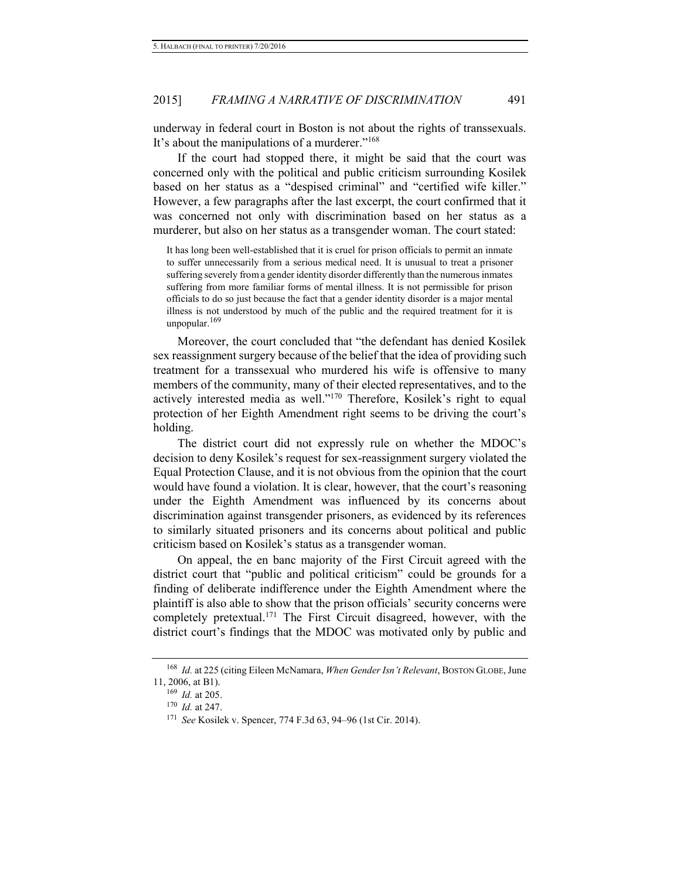underway in federal court in Boston is not about the rights of transsexuals. It's about the manipulations of a murderer."[168]

If the court had stopped there, it might be said that the court was concerned only with the political and public criticism surrounding Kosilek based on her status as a "despised criminal" and "certified wife killer." However, a few paragraphs after the last excerpt, the court confirmed that it was concerned not only with discrimination based on her status as a murderer, but also on her status as a transgender woman. The court stated:

> It has long been well-established that it is cruel for prison officials to permit an inmate to suffer unnecessarily from a serious medical need. It is unusual to treat a prisoner suffering severely from a gender identity disorder differently than the numerous inmates suffering from more familiar forms of mental illness. It is not permissible for prison officials to do so just because the fact that a gender identity disorder is a major mental illness is not understood by much of the public and the required treatment for it is unpopular.[169]

Moreover, the court concluded that "the defendant has denied Kosilek sex reassignment surgery because of the belief that the idea of providing such treatment for a transsexual who murdered his wife is offensive to many members of the community, many of their elected representatives, and to the actively interested media as well."[170] Therefore, Kosilek's right to equal protection of her Eighth Amendment right seems to be driving the court's holding.

The district court did not expressly rule on whether the MDOC's decision to deny Kosilek's request for sex-reassignment surgery violated the Equal Protection Clause, and it is not obvious from the opinion that the court would have found a violation. It is clear, however, that the court's reasoning under the Eighth Amendment was influenced by its concerns about discrimination against transgender prisoners, as evidenced by its references to similarly situated prisoners and its concerns about political and public criticism based on Kosilek's status as a transgender woman.

On appeal, the en banc majority of the First Circuit agreed with the district court that "public and political criticism" could be grounds for a finding of deliberate indifference under the Eighth Amendment where the plaintiff is also able to show that the prison officials' security concerns were completely pretextual.[171] The First Circuit disagreed, however, with the district court's findings that the MDOC was motivated only by public and

---

[168] *Id.* at 225 (citing Eileen McNamara, *When Gender Isn't Relevant*, BOSTON GLOBE, June 11, 2006, at B1).

[169] *Id.* at 205.

[170] *Id.* at 247.

[171] *See* Kosilek v. Spencer, 774 F.3d 63, 94–96 (1st Cir. 2014).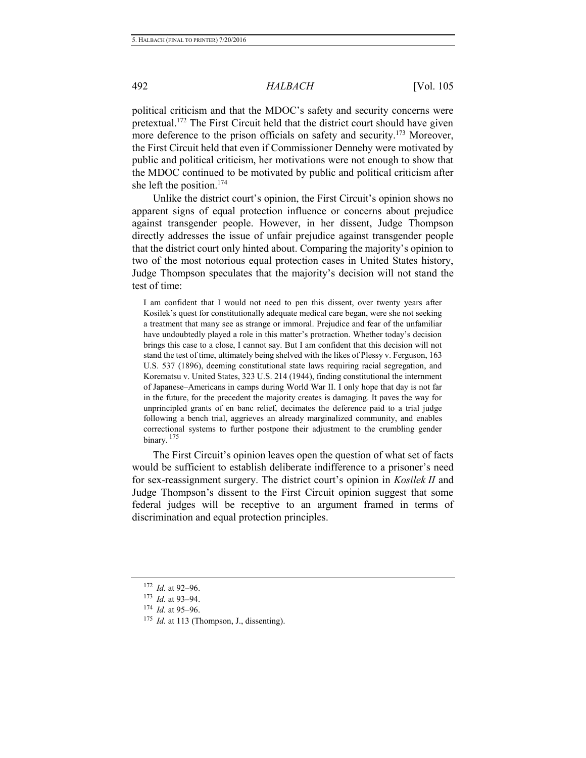political criticism and that the MDOC's safety and security concerns were pretextual.[172] The First Circuit held that the district court should have given more deference to the prison officials on safety and security.[173] Moreover, the First Circuit held that even if Commissioner Dennehy were motivated by public and political criticism, her motivations were not enough to show that the MDOC continued to be motivated by public and political criticism after she left the position.[174]

Unlike the district court's opinion, the First Circuit's opinion shows no apparent signs of equal protection influence or concerns about prejudice against transgender people. However, in her dissent, Judge Thompson directly addresses the issue of unfair prejudice against transgender people that the district court only hinted about. Comparing the majority's opinion to two of the most notorious equal protection cases in United States history, Judge Thompson speculates that the majority's decision will not stand the test of time:

> I am confident that I would not need to pen this dissent, over twenty years after Kosilek's quest for constitutionally adequate medical care began, were she not seeking a treatment that many see as strange or immoral. Prejudice and fear of the unfamiliar have undoubtedly played a role in this matter's protraction. Whether today's decision brings this case to a close, I cannot say. But I am confident that this decision will not stand the test of time, ultimately being shelved with the likes of Plessy v. Ferguson, 163 U.S. 537 (1896), deeming constitutional state laws requiring racial segregation, and Korematsu v. United States, 323 U.S. 214 (1944), finding constitutional the internment of Japanese–Americans in camps during World War II. I only hope that day is not far in the future, for the precedent the majority creates is damaging. It paves the way for unprincipled grants of en banc relief, decimates the deference paid to a trial judge following a bench trial, aggrieves an already marginalized community, and enables correctional systems to further postpone their adjustment to the crumbling gender binary.[175]

The First Circuit's opinion leaves open the question of what set of facts would be sufficient to establish deliberate indifference to a prisoner's need for sex-reassignment surgery. The district court's opinion in *Kosilek II* and Judge Thompson's dissent to the First Circuit opinion suggest that some federal judges will be receptive to an argument framed in terms of discrimination and equal protection principles.

---

[172] *Id.* at 92–96.

[173] *Id.* at 93–94.

[174] *Id.* at 95–96.

[175] *Id.* at 113 (Thompson, J., dissenting).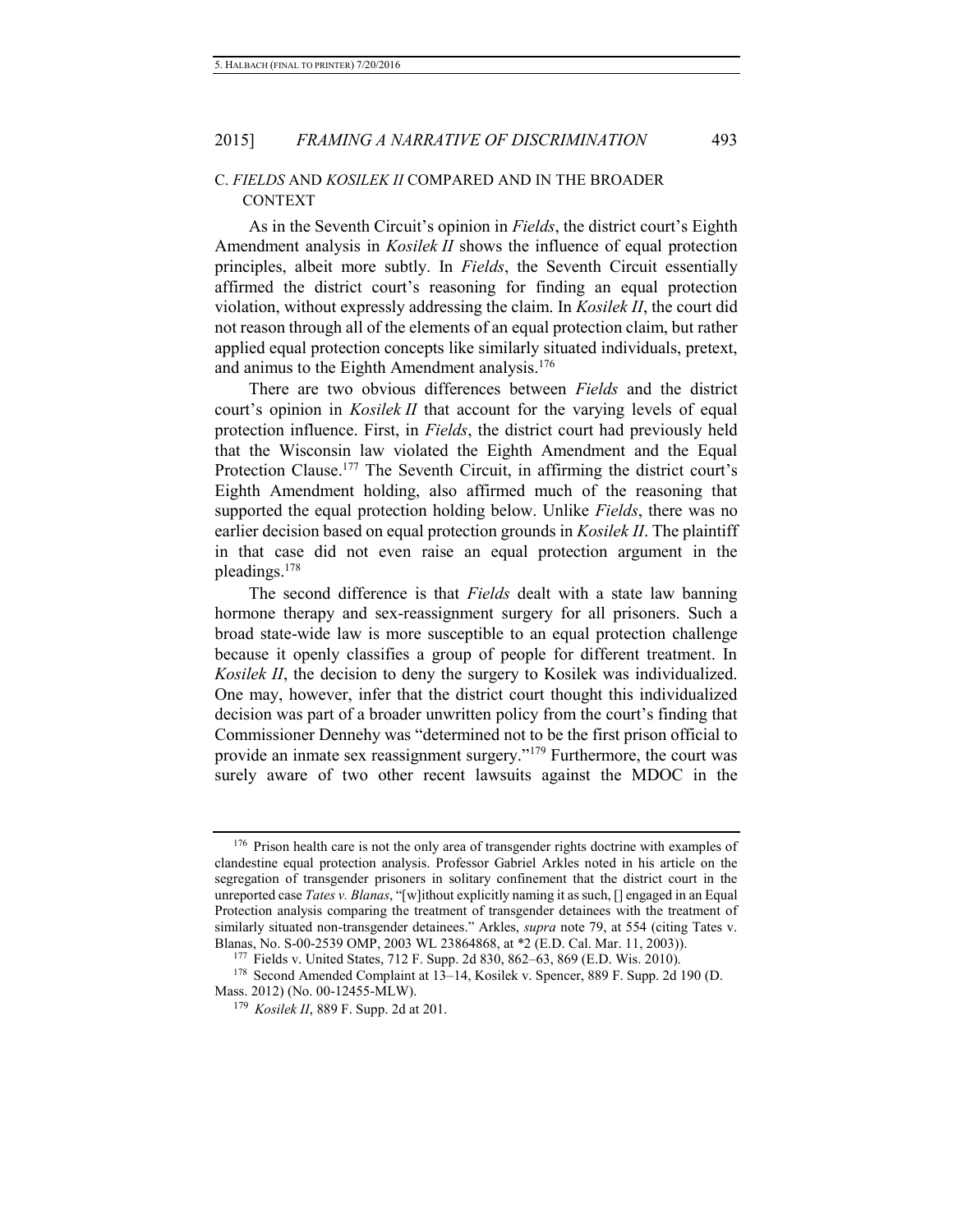### C. *FIELDS* AND *KOSILEK II* COMPARED AND IN THE BROADER CONTEXT

As in the Seventh Circuit's opinion in *Fields*, the district court's Eighth Amendment analysis in *Kosilek II* shows the influence of equal protection principles, albeit more subtly. In *Fields*, the Seventh Circuit essentially affirmed the district court's reasoning for finding an equal protection violation, without expressly addressing the claim. In *Kosilek II*, the court did not reason through all of the elements of an equal protection claim, but rather applied equal protection concepts like similarly situated individuals, pretext, and animus to the Eighth Amendment analysis.[176]

There are two obvious differences between *Fields* and the district court's opinion in *Kosilek II* that account for the varying levels of equal protection influence. First, in *Fields*, the district court had previously held that the Wisconsin law violated the Eighth Amendment and the Equal Protection Clause.[177] The Seventh Circuit, in affirming the district court's Eighth Amendment holding, also affirmed much of the reasoning that supported the equal protection holding below. Unlike *Fields*, there was no earlier decision based on equal protection grounds in *Kosilek II*. The plaintiff in that case did not even raise an equal protection argument in the pleadings.[178]

The second difference is that *Fields* dealt with a state law banning hormone therapy and sex-reassignment surgery for all prisoners. Such a broad state-wide law is more susceptible to an equal protection challenge because it openly classifies a group of people for different treatment. In *Kosilek II*, the decision to deny the surgery to Kosilek was individualized. One may, however, infer that the district court thought this individualized decision was part of a broader unwritten policy from the court's finding that Commissioner Dennehy was "determined not to be the first prison official to provide an inmate sex reassignment surgery."[179] Furthermore, the court was surely aware of two other recent lawsuits against the MDOC in the

---

[176] Prison health care is not the only area of transgender rights doctrine with examples of clandestine equal protection analysis. Professor Gabriel Arkles noted in his article on the segregation of transgender prisoners in solitary confinement that the district court in the unreported case *Tates v. Blanas*, "[w]ithout explicitly naming it as such, [] engaged in an Equal Protection analysis comparing the treatment of transgender detainees with the treatment of similarly situated non-transgender detainees." Arkles, *supra* note 79, at 554 (citing Tates v. Blanas, No. S-00-2539 OMP, 2003 WL 23864868, at *2 (E.D. Cal. Mar. 11, 2003)).

[177] Fields v. United States, 712 F. Supp. 2d 830, 862–63, 869 (E.D. Wis. 2010).

[178] Second Amended Complaint at 13–14, Kosilek v. Spencer, 889 F. Supp. 2d 190 (D. Mass. 2012) (No. 00-12455-MLW).

[179] *Kosilek II*, 889 F. Supp. 2d at 201.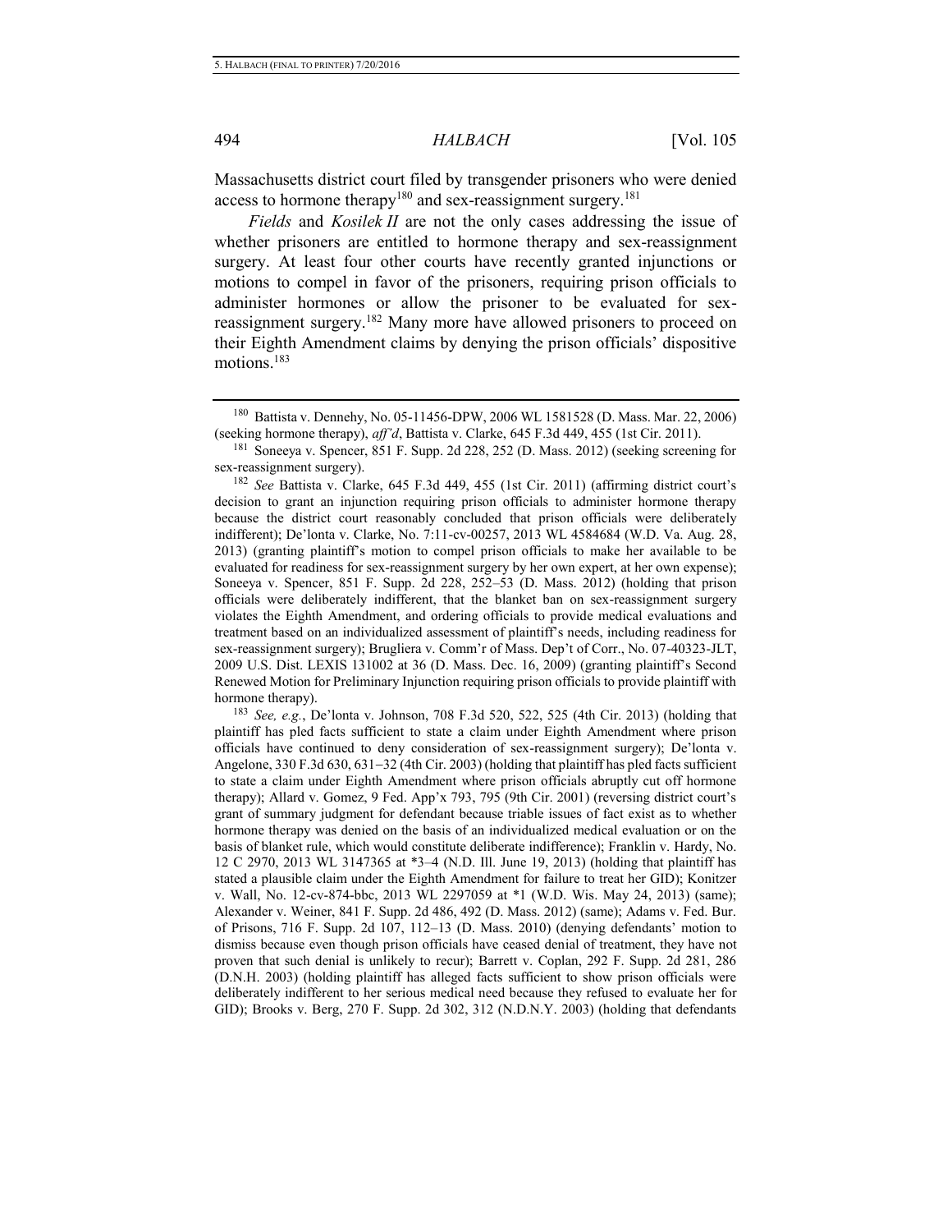Massachusetts district court filed by transgender prisoners who were denied access to hormone therapy[180] and sex-reassignment surgery.[181]

*Fields* and *Kosilek II* are not the only cases addressing the issue of whether prisoners are entitled to hormone therapy and sex-reassignment surgery. At least four other courts have recently granted injunctions or motions to compel in favor of the prisoners, requiring prison officials to administer hormones or allow the prisoner to be evaluated for sex-reassignment surgery.[182] Many more have allowed prisoners to proceed on their Eighth Amendment claims by denying the prison officials' dispositive motions.[183]

---

[180] Battista v. Dennehy, No. 05-11456-DPW, 2006 WL 1581528 (D. Mass. Mar. 22, 2006) (seeking hormone therapy), *aff'd*, Battista v. Clarke, 645 F.3d 449, 455 (1st Cir. 2011).

[181] Soneeya v. Spencer, 851 F. Supp. 2d 228, 252 (D. Mass. 2012) (seeking screening for sex-reassignment surgery).

[182] *See* Battista v. Clarke, 645 F.3d 449, 455 (1st Cir. 2011) (affirming district court's decision to grant an injunction requiring prison officials to administer hormone therapy because the district court reasonably concluded that prison officials were deliberately indifferent); De'lonta v. Clarke, No. 7:11-cv-00257, 2013 WL 4584684 (W.D. Va. Aug. 28, 2013) (granting plaintiff's motion to compel prison officials to make her available to be evaluated for readiness for sex-reassignment surgery by her own expert, at her own expense); Soneeya v. Spencer, 851 F. Supp. 2d 228, 252–53 (D. Mass. 2012) (holding that prison officials were deliberately indifferent, that the blanket ban on sex-reassignment surgery violates the Eighth Amendment, and ordering officials to provide medical evaluations and treatment based on an individualized assessment of plaintiff's needs, including readiness for sex-reassignment surgery); Brugliera v. Comm'r of Mass. Dep't of Corr., No. 07-40323-JLT, 2009 U.S. Dist. LEXIS 131002 at 36 (D. Mass. Dec. 16, 2009) (granting plaintiff's Second Renewed Motion for Preliminary Injunction requiring prison officials to provide plaintiff with hormone therapy).

[183] *See, e.g.*, De'lonta v. Johnson, 708 F.3d 520, 522, 525 (4th Cir. 2013) (holding that plaintiff has pled facts sufficient to state a claim under Eighth Amendment where prison officials have continued to deny consideration of sex-reassignment surgery); De'lonta v. Angelone, 330 F.3d 630, 631–32 (4th Cir. 2003) (holding that plaintiff has pled facts sufficient to state a claim under Eighth Amendment where prison officials abruptly cut off hormone therapy); Allard v. Gomez, 9 Fed. App'x 793, 795 (9th Cir. 2001) (reversing district court's grant of summary judgment for defendant because triable issues of fact exist as to whether hormone therapy was denied on the basis of an individualized medical evaluation or on the basis of blanket rule, which would constitute deliberate indifference); Franklin v. Hardy, No. 12 C 2970, 2013 WL 3147365 at *3–4 (N.D. Ill. June 19, 2013) (holding that plaintiff has stated a plausible claim under the Eighth Amendment for failure to treat her GID); Konitzer v. Wall, No. 12-cv-874-bbc, 2013 WL 2297059 at *1 (W.D. Wis. May 24, 2013) (same); Alexander v. Weiner, 841 F. Supp. 2d 486, 492 (D. Mass. 2012) (same); Adams v. Fed. Bur. of Prisons, 716 F. Supp. 2d 107, 112–13 (D. Mass. 2010) (denying defendants' motion to dismiss because even though prison officials have ceased denial of treatment, they have not proven that such denial is unlikely to recur); Barrett v. Coplan, 292 F. Supp. 2d 281, 286 (D.N.H. 2003) (holding plaintiff has alleged facts sufficient to show prison officials were deliberately indifferent to her serious medical need because they refused to evaluate her for GID); Brooks v. Berg, 270 F. Supp. 2d 302, 312 (N.D.N.Y. 2003) (holding that defendants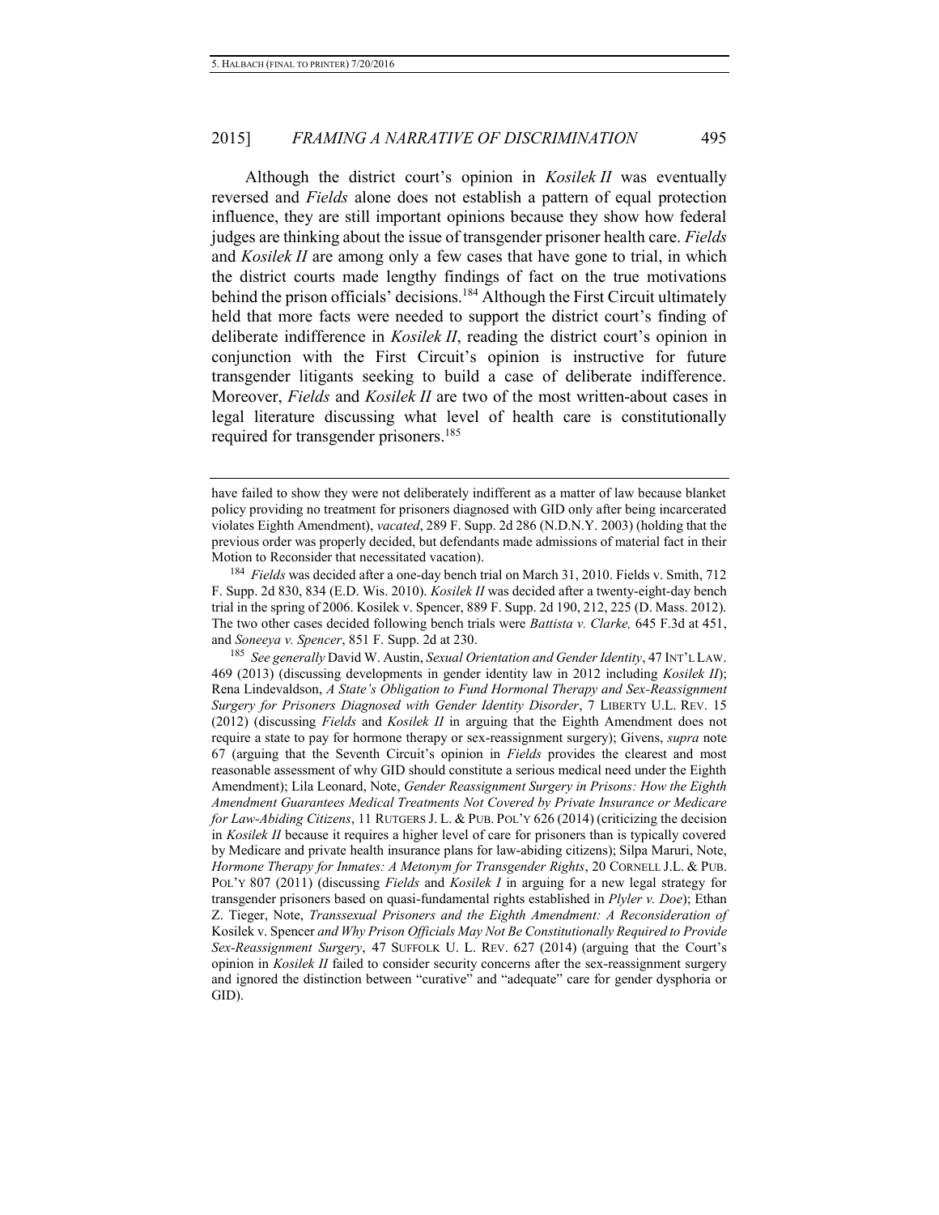Although the district court's opinion in *Kosilek II* was eventually reversed and *Fields* alone does not establish a pattern of equal protection influence, they are still important opinions because they show how federal judges are thinking about the issue of transgender prisoner health care. *Fields* and *Kosilek II* are among only a few cases that have gone to trial, in which the district courts made lengthy findings of fact on the true motivations behind the prison officials' decisions.[184] Although the First Circuit ultimately held that more facts were needed to support the district court's finding of deliberate indifference in *Kosilek II*, reading the district court's opinion in conjunction with the First Circuit's opinion is instructive for future transgender litigants seeking to build a case of deliberate indifference. Moreover, *Fields* and *Kosilek II* are two of the most written-about cases in legal literature discussing what level of health care is constitutionally required for transgender prisoners.[185]

---

have failed to show they were not deliberately indifferent as a matter of law because blanket policy providing no treatment for prisoners diagnosed with GID only after being incarcerated violates Eighth Amendment), *vacated*, 289 F. Supp. 2d 286 (N.D.N.Y. 2003) (holding that the previous order was properly decided, but defendants made admissions of material fact in their Motion to Reconsider that necessitated vacation).

[184] *Fields* was decided after a one-day bench trial on March 31, 2010. Fields v. Smith, 712 F. Supp. 2d 830, 834 (E.D. Wis. 2010). *Kosilek II* was decided after a twenty-eight-day bench trial in the spring of 2006. Kosilek v. Spencer, 889 F. Supp. 2d 190, 212, 225 (D. Mass. 2012). The two other cases decided following bench trials were *Battista v. Clarke,* 645 F.3d at 451, and *Soneeya v. Spencer*, 851 F. Supp. 2d at 230.

[185] *See generally* David W. Austin, *Sexual Orientation and Gender Identity*, 47 INT'L LAW. 469 (2013) (discussing developments in gender identity law in 2012 including *Kosilek II*); Rena Lindevaldson, *A State's Obligation to Fund Hormonal Therapy and Sex-Reassignment Surgery for Prisoners Diagnosed with Gender Identity Disorder*, 7 LIBERTY U.L. REV. 15 (2012) (discussing *Fields* and *Kosilek II* in arguing that the Eighth Amendment does not require a state to pay for hormone therapy or sex-reassignment surgery); Givens, *supra* note 67 (arguing that the Seventh Circuit's opinion in *Fields* provides the clearest and most reasonable assessment of why GID should constitute a serious medical need under the Eighth Amendment); Lila Leonard, Note, *Gender Reassignment Surgery in Prisons: How the Eighth Amendment Guarantees Medical Treatments Not Covered by Private Insurance or Medicare for Law-Abiding Citizens*, 11 RUTGERS J. L. & PUB. POL'Y 626 (2014) (criticizing the decision in *Kosilek II* because it requires a higher level of care for prisoners than is typically covered by Medicare and private health insurance plans for law-abiding citizens); Silpa Maruri, Note, *Hormone Therapy for Inmates: A Metonym for Transgender Rights*, 20 CORNELL J.L. & PUB. POL'Y 807 (2011) (discussing *Fields* and *Kosilek I* in arguing for a new legal strategy for transgender prisoners based on quasi-fundamental rights established in *Plyler v. Doe*); Ethan Z. Tieger, Note, *Transsexual Prisoners and the Eighth Amendment: A Reconsideration of* Kosilek v. Spencer *and Why Prison Officials May Not Be Constitutionally Required to Provide Sex-Reassignment Surgery*, 47 SUFFOLK U. L. REV. 627 (2014) (arguing that the Court's opinion in *Kosilek II* failed to consider security concerns after the sex-reassignment surgery and ignored the distinction between "curative" and "adequate" care for gender dysphoria or GID).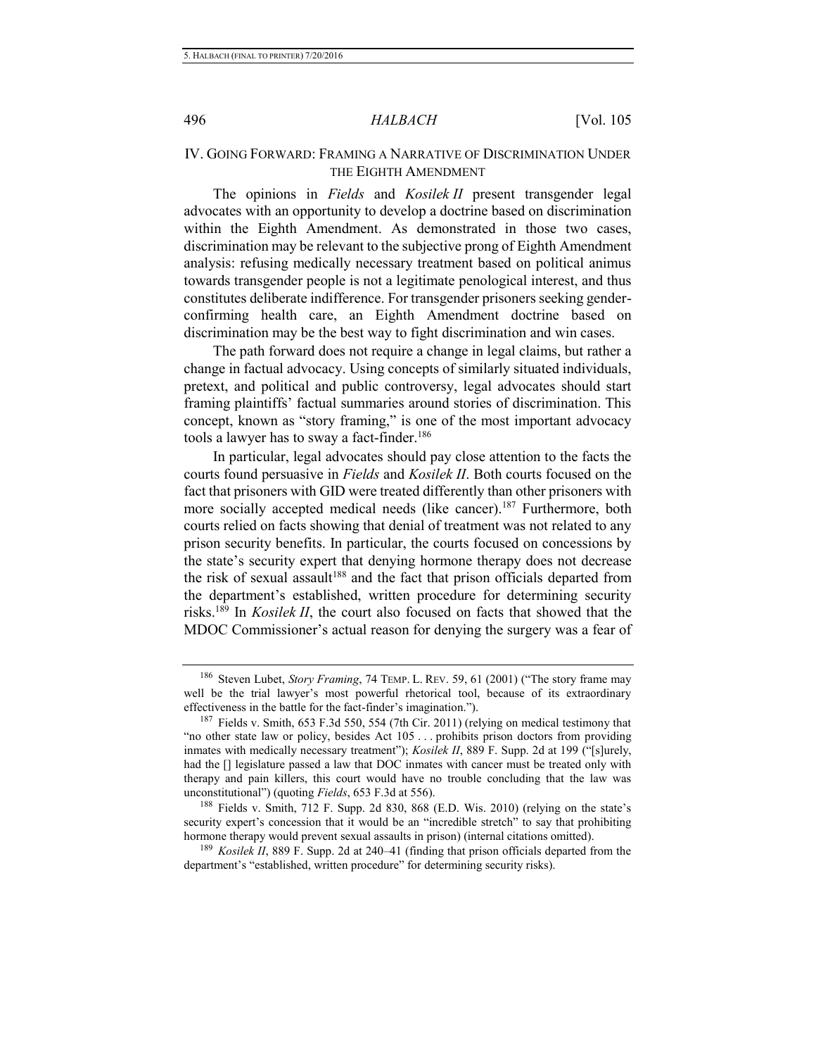## IV. GOING FORWARD: FRAMING A NARRATIVE OF DISCRIMINATION UNDER THE EIGHTH AMENDMENT

The opinions in *Fields* and *Kosilek II* present transgender legal advocates with an opportunity to develop a doctrine based on discrimination within the Eighth Amendment. As demonstrated in those two cases, discrimination may be relevant to the subjective prong of Eighth Amendment analysis: refusing medically necessary treatment based on political animus towards transgender people is not a legitimate penological interest, and thus constitutes deliberate indifference. For transgender prisoners seeking gender-confirming health care, an Eighth Amendment doctrine based on discrimination may be the best way to fight discrimination and win cases.

The path forward does not require a change in legal claims, but rather a change in factual advocacy. Using concepts of similarly situated individuals, pretext, and political and public controversy, legal advocates should start framing plaintiffs' factual summaries around stories of discrimination. This concept, known as "story framing," is one of the most important advocacy tools a lawyer has to sway a fact-finder.[186]

In particular, legal advocates should pay close attention to the facts the courts found persuasive in *Fields* and *Kosilek II*. Both courts focused on the fact that prisoners with GID were treated differently than other prisoners with more socially accepted medical needs (like cancer).[187] Furthermore, both courts relied on facts showing that denial of treatment was not related to any prison security benefits. In particular, the courts focused on concessions by the state's security expert that denying hormone therapy does not decrease the risk of sexual assault[188] and the fact that prison officials departed from the department's established, written procedure for determining security risks.[189] In *Kosilek II*, the court also focused on facts that showed that the MDOC Commissioner's actual reason for denying the surgery was a fear of

---

[186] Steven Lubet, *Story Framing*, 74 TEMP. L. REV. 59, 61 (2001) ("The story frame may well be the trial lawyer's most powerful rhetorical tool, because of its extraordinary effectiveness in the battle for the fact-finder's imagination.").

[187] Fields v. Smith, 653 F.3d 550, 554 (7th Cir. 2011) (relying on medical testimony that "no other state law or policy, besides Act 105 . . . prohibits prison doctors from providing inmates with medically necessary treatment"); *Kosilek II*, 889 F. Supp. 2d at 199 ("[s]urely, had the [] legislature passed a law that DOC inmates with cancer must be treated only with therapy and pain killers, this court would have no trouble concluding that the law was unconstitutional") (quoting *Fields*, 653 F.3d at 556).

[188] Fields v. Smith, 712 F. Supp. 2d 830, 868 (E.D. Wis. 2010) (relying on the state's security expert's concession that it would be an "incredible stretch" to say that prohibiting hormone therapy would prevent sexual assaults in prison) (internal citations omitted).

[189] *Kosilek II*, 889 F. Supp. 2d at 240–41 (finding that prison officials departed from the department's "established, written procedure" for determining security risks).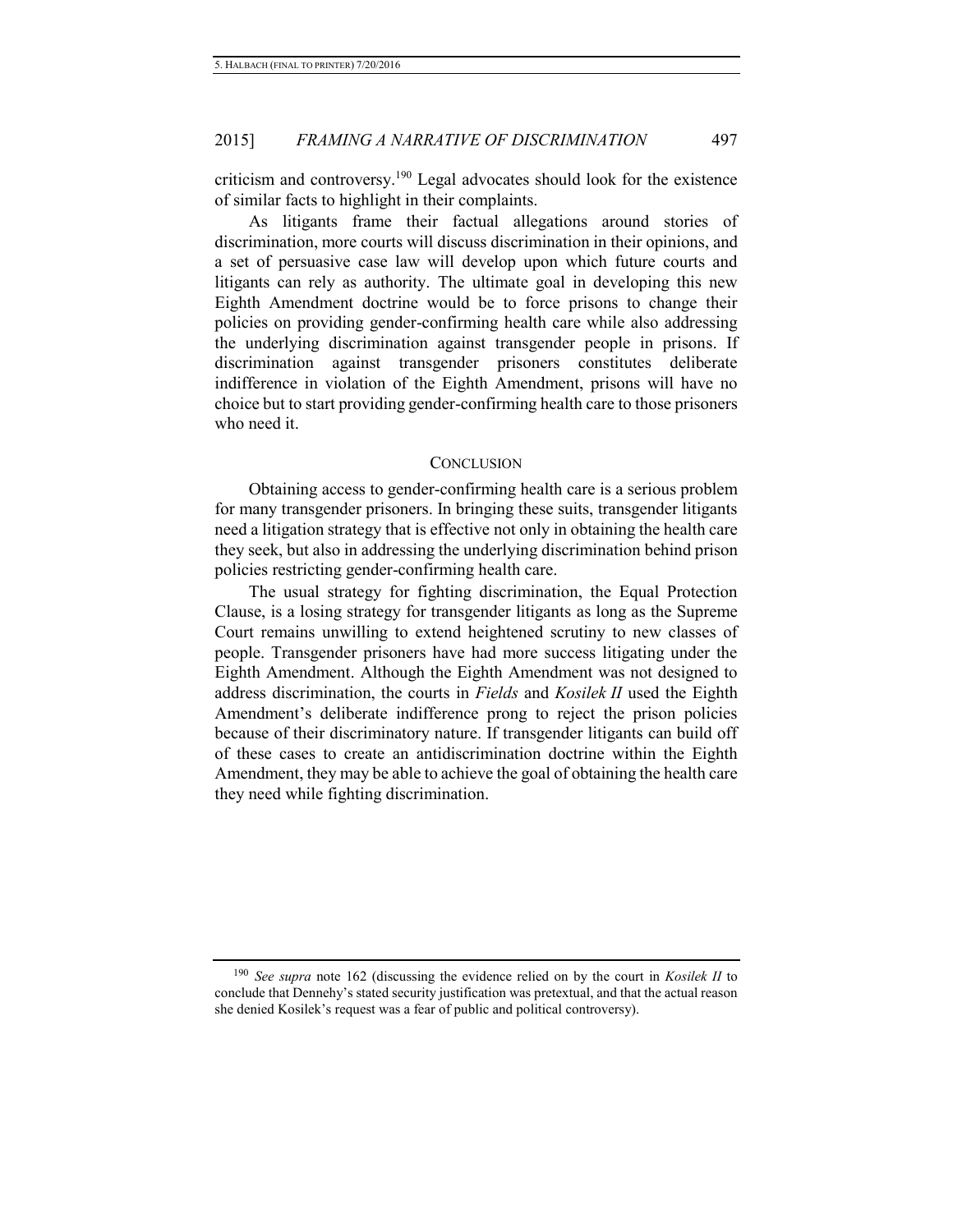criticism and controversy.[190] Legal advocates should look for the existence of similar facts to highlight in their complaints.

As litigants frame their factual allegations around stories of discrimination, more courts will discuss discrimination in their opinions, and a set of persuasive case law will develop upon which future courts and litigants can rely as authority. The ultimate goal in developing this new Eighth Amendment doctrine would be to force prisons to change their policies on providing gender-confirming health care while also addressing the underlying discrimination against transgender people in prisons. If discrimination against transgender prisoners constitutes deliberate indifference in violation of the Eighth Amendment, prisons will have no choice but to start providing gender-confirming health care to those prisoners who need it.

## CONCLUSION

Obtaining access to gender-confirming health care is a serious problem for many transgender prisoners. In bringing these suits, transgender litigants need a litigation strategy that is effective not only in obtaining the health care they seek, but also in addressing the underlying discrimination behind prison policies restricting gender-confirming health care.

The usual strategy for fighting discrimination, the Equal Protection Clause, is a losing strategy for transgender litigants as long as the Supreme Court remains unwilling to extend heightened scrutiny to new classes of people. Transgender prisoners have had more success litigating under the Eighth Amendment. Although the Eighth Amendment was not designed to address discrimination, the courts in *Fields* and *Kosilek II* used the Eighth Amendment's deliberate indifference prong to reject the prison policies because of their discriminatory nature. If transgender litigants can build off of these cases to create an antidiscrimination doctrine within the Eighth Amendment, they may be able to achieve the goal of obtaining the health care they need while fighting discrimination.

---

[190] *See supra* note 162 (discussing the evidence relied on by the court in *Kosilek II* to conclude that Dennehy's stated security justification was pretextual, and that the actual reason she denied Kosilek's request was a fear of public and political controversy).